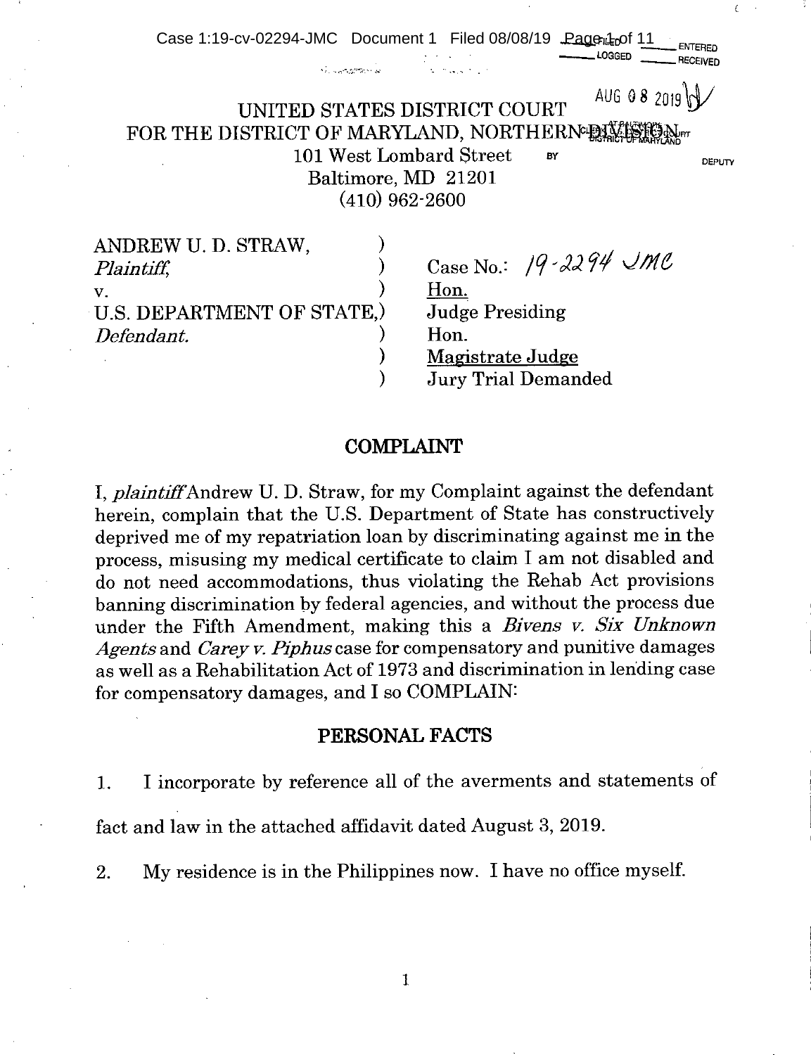UNITED STATES DISTRICT COURT
FOR THE DISTRICT OF MARYLAND, NORTHERN DIVISION
101 West Lombard Street
Baltimore, MD 21201
(410) 962-2600

ANDREW U. D. STRAW,
*Plaintiff,*
v.
U.S. DEPARTMENT OF STATE,
*Defendant.*

Case No.: 19-2294 JMC
Hon.
Judge Presiding
Hon.
Magistrate Judge
Jury Trial Demanded

## COMPLAINT

I, *plaintiff* Andrew U. D. Straw, for my Complaint against the defendant herein, complain that the U.S. Department of State has constructively deprived me of my repatriation loan by discriminating against me in the process, misusing my medical certificate to claim I am not disabled and do not need accommodations, thus violating the Rehab Act provisions banning discrimination by federal agencies, and without the process due under the Fifth Amendment, making this a *Bivens v. Six Unknown Agents* and *Carey v. Piphus* case for compensatory and punitive damages as well as a Rehabilitation Act of 1973 and discrimination in lending case for compensatory damages, and I so COMPLAIN:

## PERSONAL FACTS

1. I incorporate by reference all of the averments and statements of fact and law in the attached affidavit dated August 3, 2019.

2. My residence is in the Philippines now. I have no office myself.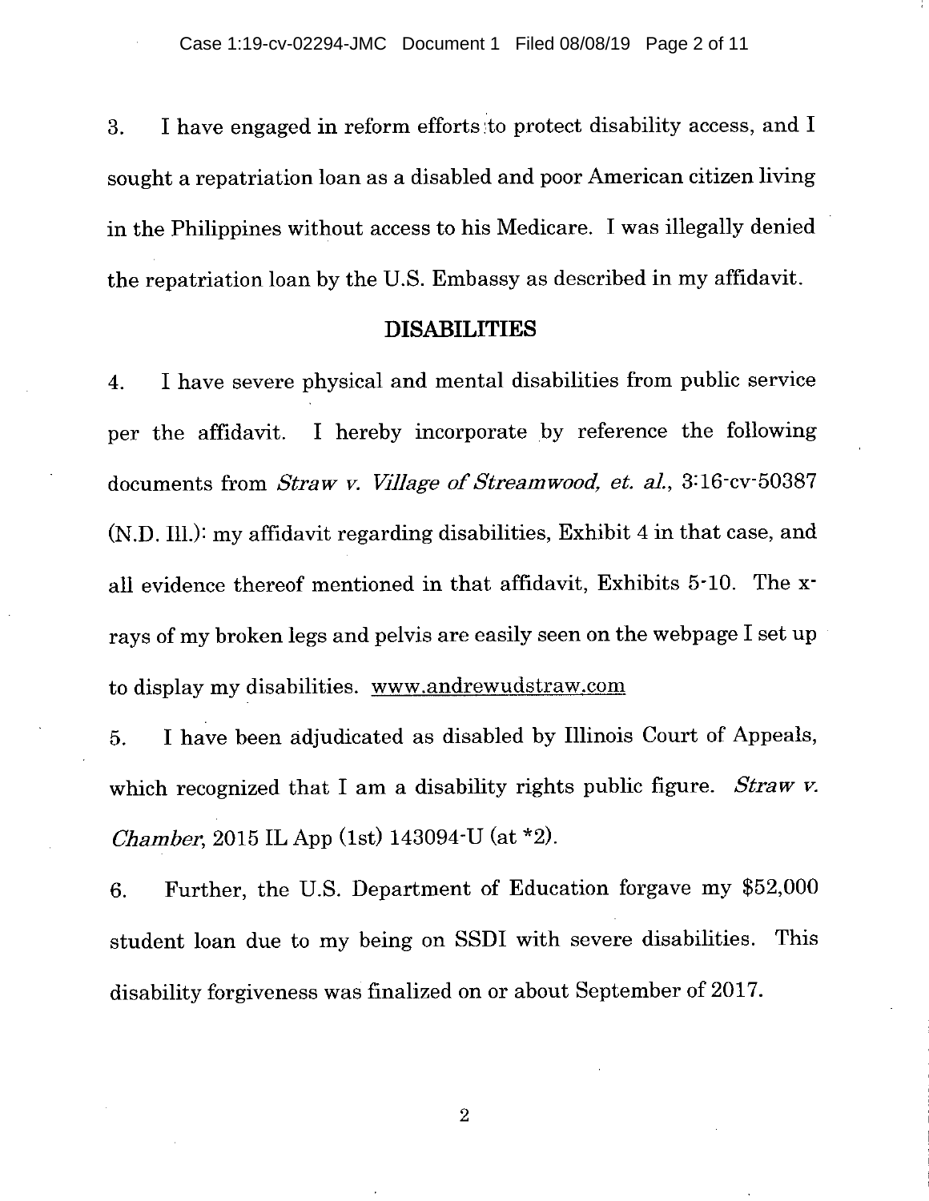3. I have engaged in reform efforts to protect disability access, and I sought a repatriation loan as a disabled and poor American citizen living in the Philippines without access to his Medicare. I was illegally denied the repatriation loan by the U.S. Embassy as described in my affidavit.

## DISABILITIES

4. I have severe physical and mental disabilities from public service per the affidavit. I hereby incorporate by reference the following documents from *Straw v. Village of Streamwood, et. al.*, 3:16-cv-50387 (N.D. Ill.): my affidavit regarding disabilities, Exhibit 4 in that case, and all evidence thereof mentioned in that affidavit, Exhibits 5-10. The x-rays of my broken legs and pelvis are easily seen on the webpage I set up to display my disabilities. www.andrewudstraw.com

5. I have been adjudicated as disabled by Illinois Court of Appeals, which recognized that I am a disability rights public figure. *Straw v. Chamber*, 2015 IL App (1st) 143094-U (at *2).

6. Further, the U.S. Department of Education forgave my $52,000 student loan due to my being on SSDI with severe disabilities. This disability forgiveness was finalized on or about September of 2017.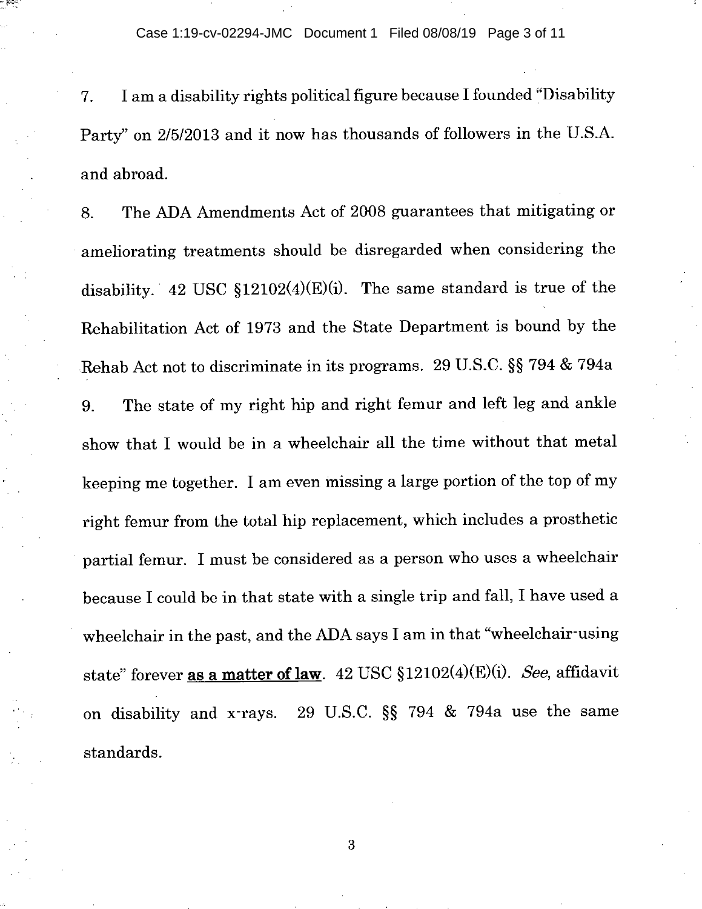7. I am a disability rights political figure because I founded "Disability Party" on 2/5/2013 and it now has thousands of followers in the U.S.A. and abroad.

8. The ADA Amendments Act of 2008 guarantees that mitigating or ameliorating treatments should be disregarded when considering the disability. 42 USC §12102(4)(E)(i). The same standard is true of the Rehabilitation Act of 1973 and the State Department is bound by the Rehab Act not to discriminate in its programs. 29 U.S.C. §§ 794 & 794a

9. The state of my right hip and right femur and left leg and ankle show that I would be in a wheelchair all the time without that metal keeping me together. I am even missing a large portion of the top of my right femur from the total hip replacement, which includes a prosthetic partial femur. I must be considered as a person who uses a wheelchair because I could be in that state with a single trip and fall, I have used a wheelchair in the past, and the ADA says I am in that "wheelchair-using state" forever **as a matter of law**. 42 USC §12102(4)(E)(i). *See*, affidavit on disability and x-rays. 29 U.S.C. §§ 794 & 794a use the same standards.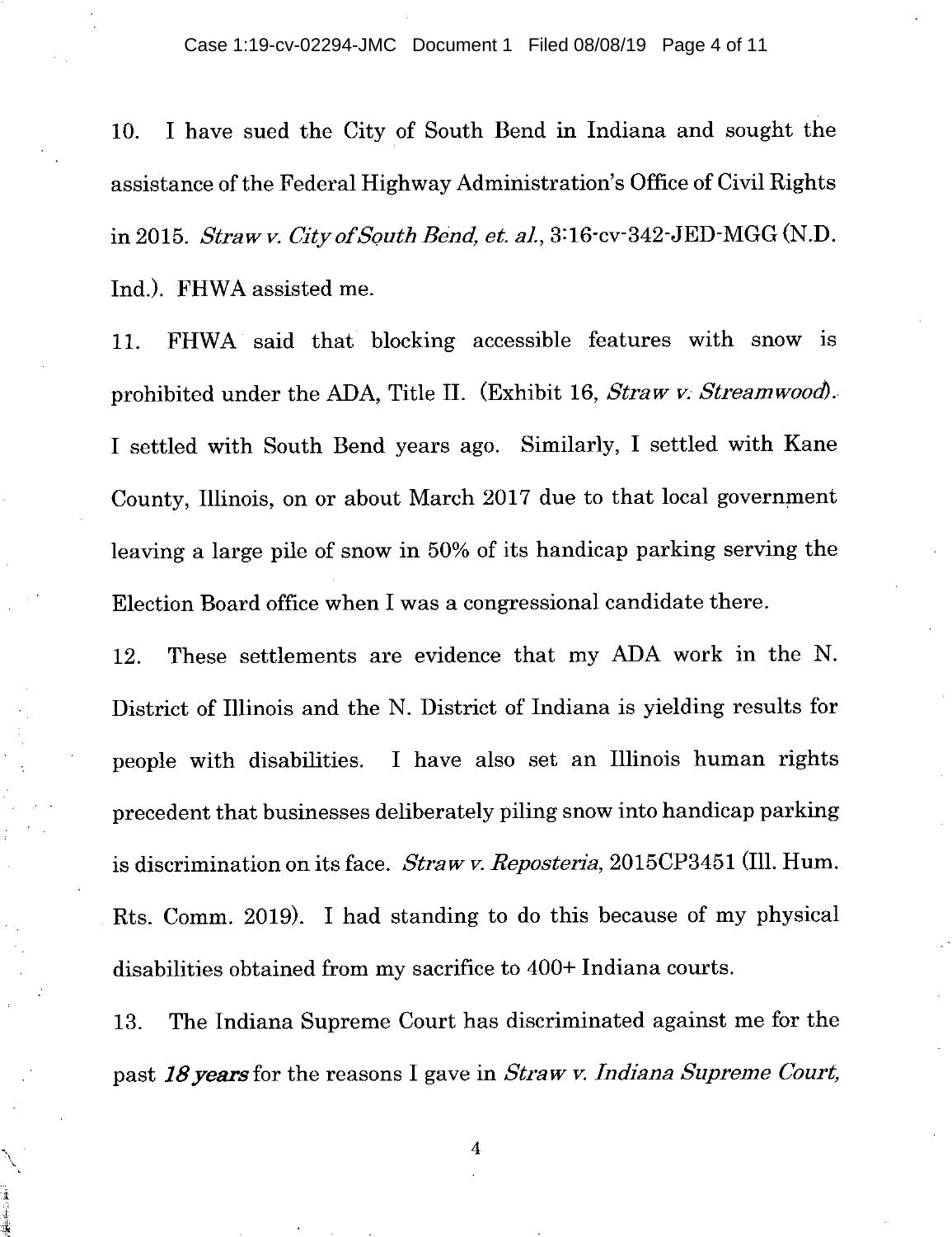10. I have sued the City of South Bend in Indiana and sought the assistance of the Federal Highway Administration's Office of Civil Rights in 2015. *Straw v. City of South Bend, et. al.*, 3:16-cv-342-JED-MGG (N.D. Ind.). FHWA assisted me.

11. FHWA said that blocking accessible features with snow is prohibited under the ADA, Title II. (Exhibit 16, *Straw v. Streamwood*). I settled with South Bend years ago. Similarly, I settled with Kane County, Illinois, on or about March 2017 due to that local government leaving a large pile of snow in 50% of its handicap parking serving the Election Board office when I was a congressional candidate there.

12. These settlements are evidence that my ADA work in the N. District of Illinois and the N. District of Indiana is yielding results for people with disabilities. I have also set an Illinois human rights precedent that businesses deliberately piling snow into handicap parking is discrimination on its face. *Straw v. Reposteria*, 2015CP3451 (Ill. Hum. Rts. Comm. 2019). I had standing to do this because of my physical disabilities obtained from my sacrifice to 400+ Indiana courts.

13. The Indiana Supreme Court has discriminated against me for the past ***18 years*** for the reasons I gave in *Straw v. Indiana Supreme Court,*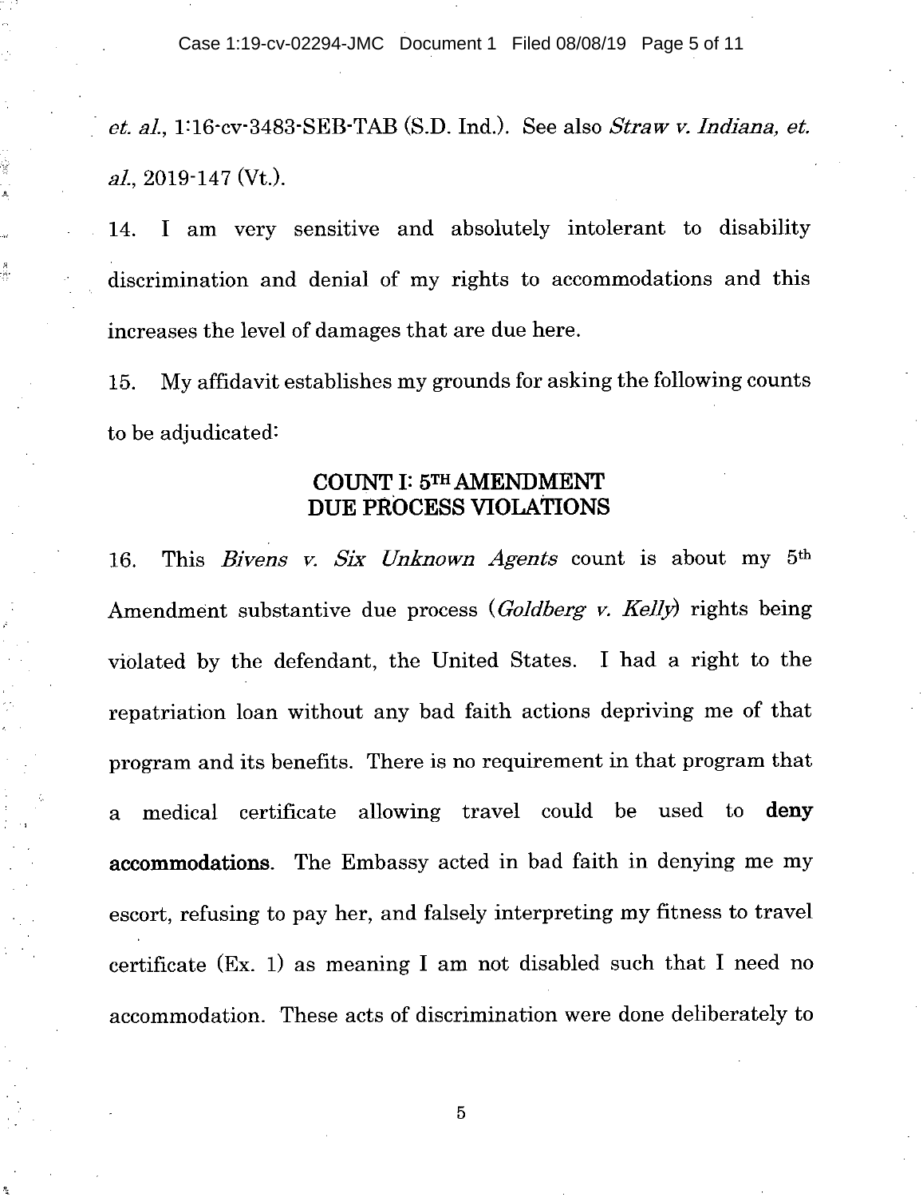*et. al.*, 1:16-cv-3483-SEB-TAB (S.D. Ind.). See also *Straw v. Indiana, et. al.*, 2019-147 (Vt.).

14. I am very sensitive and absolutely intolerant to disability discrimination and denial of my rights to accommodations and this increases the level of damages that are due here.

15. My affidavit establishes my grounds for asking the following counts to be adjudicated:

## COUNT I: 5TH AMENDMENT DUE PROCESS VIOLATIONS

16. This *Bivens v. Six Unknown Agents* count is about my 5th Amendment substantive due process (*Goldberg v. Kelly*) rights being violated by the defendant, the United States. I had a right to the repatriation loan without any bad faith actions depriving me of that program and its benefits. There is no requirement in that program that a medical certificate allowing travel could be used to **deny accommodations**. The Embassy acted in bad faith in denying me my escort, refusing to pay her, and falsely interpreting my fitness to travel certificate (Ex. 1) as meaning I am not disabled such that I need no accommodation. These acts of discrimination were done deliberately to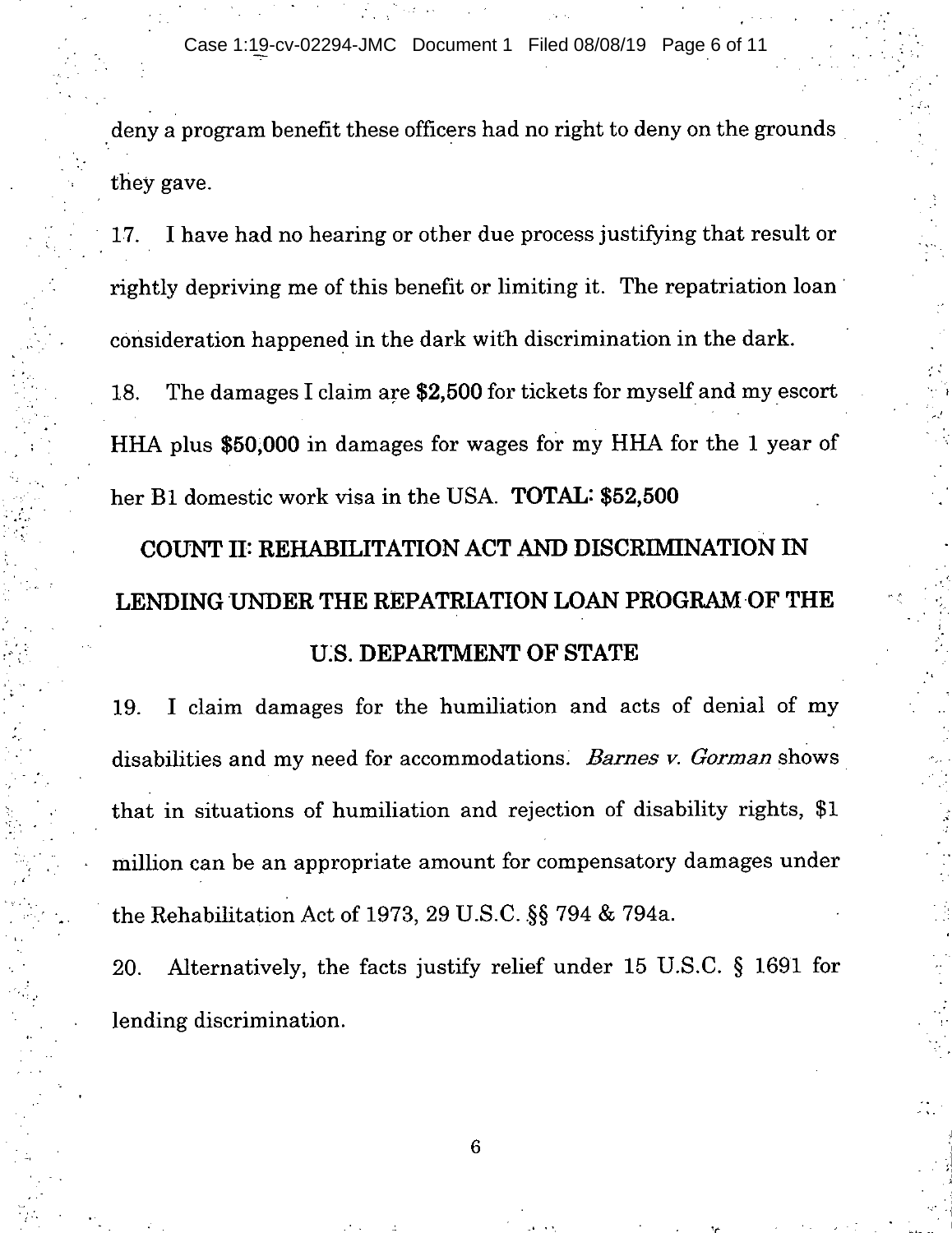deny a program benefit these officers had no right to deny on the grounds they gave.

17. I have had no hearing or other due process justifying that result or rightly depriving me of this benefit or limiting it. The repatriation loan consideration happened in the dark with discrimination in the dark.

18. The damages I claim are **$2,500** for tickets for myself and my escort HHA plus **$50,000** in damages for wages for my HHA for the 1 year of her B1 domestic work visa in the USA. **TOTAL: $52,500**

## COUNT II: REHABILITATION ACT AND DISCRIMINATION IN LENDING UNDER THE REPATRIATION LOAN PROGRAM OF THE U.S. DEPARTMENT OF STATE

19. I claim damages for the humiliation and acts of denial of my disabilities and my need for accommodations. *Barnes v. Gorman* shows that in situations of humiliation and rejection of disability rights, $1 million can be an appropriate amount for compensatory damages under the Rehabilitation Act of 1973, 29 U.S.C. §§ 794 & 794a.

20. Alternatively, the facts justify relief under 15 U.S.C. § 1691 for lending discrimination.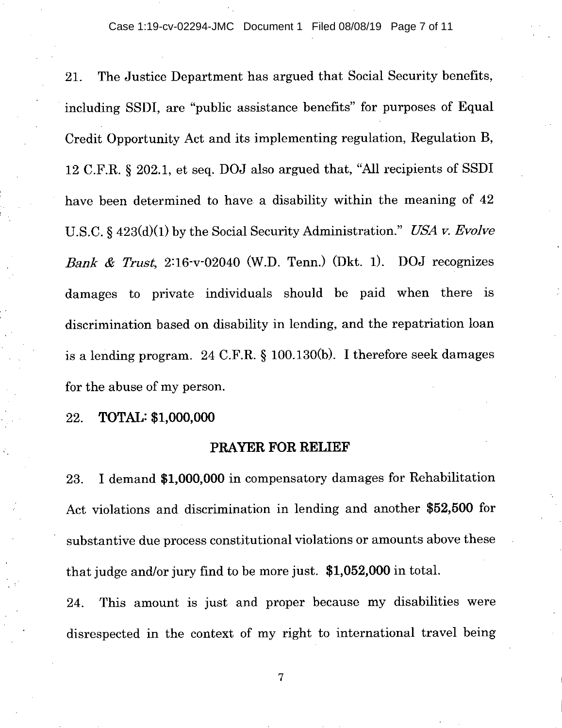21. The Justice Department has argued that Social Security benefits, including SSDI, are "public assistance benefits" for purposes of Equal Credit Opportunity Act and its implementing regulation, Regulation B, 12 C.F.R. § 202.1, et seq. DOJ also argued that, "All recipients of SSDI have been determined to have a disability within the meaning of 42 U.S.C. § 423(d)(1) by the Social Security Administration." *USA v. Evolve Bank & Trust*, 2:16-v-02040 (W.D. Tenn.) (Dkt. 1). DOJ recognizes damages to private individuals should be paid when there is discrimination based on disability in lending, and the repatriation loan is a lending program. 24 C.F.R. § 100.130(b). I therefore seek damages for the abuse of my person.

22. **TOTAL: $1,000,000**

## PRAYER FOR RELIEF

23. I demand **$1,000,000** in compensatory damages for Rehabilitation Act violations and discrimination in lending and another **$52,500** for substantive due process constitutional violations or amounts above these that judge and/or jury find to be more just. **$1,052,000** in total.

24. This amount is just and proper because my disabilities were disrespected in the context of my right to international travel being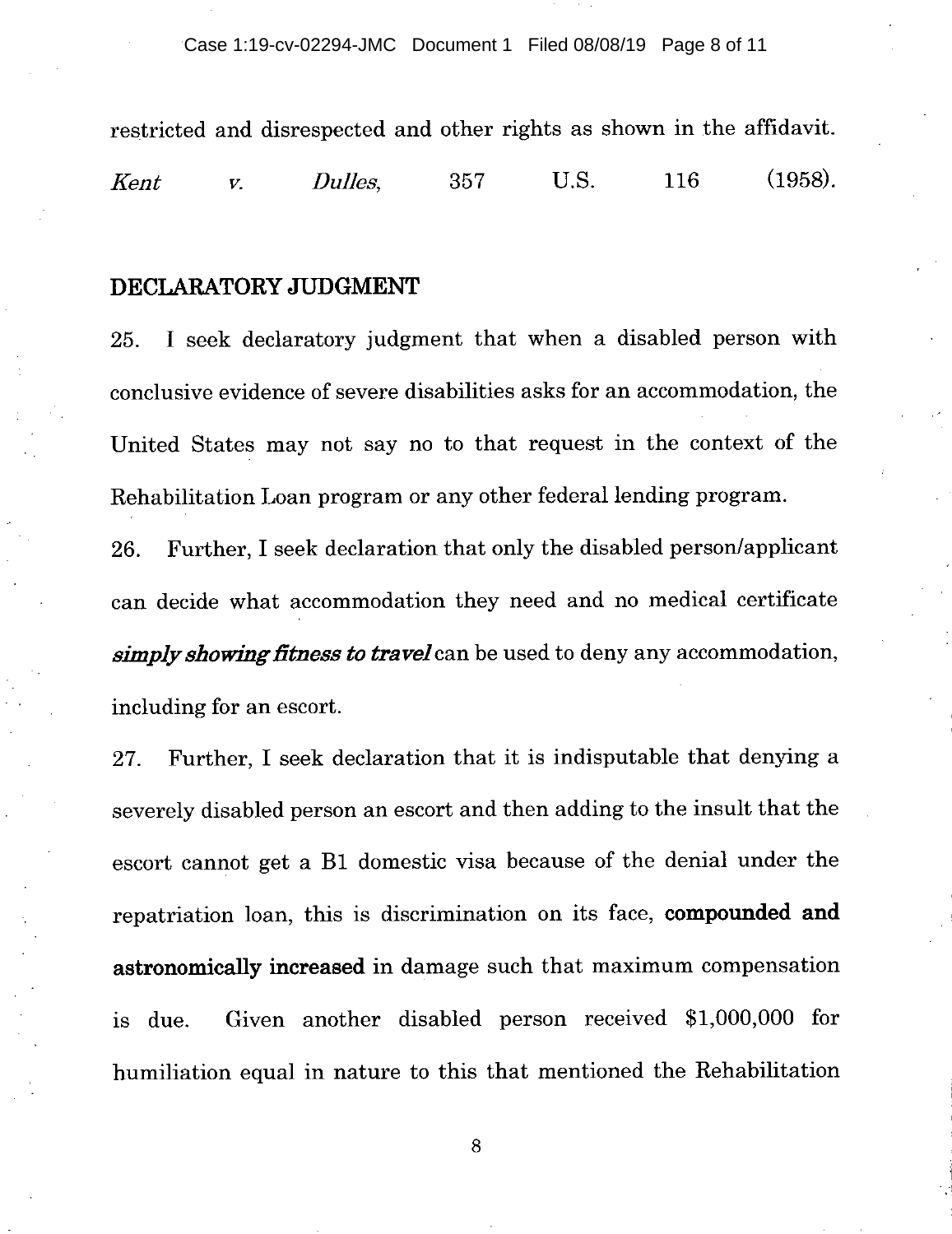restricted and disrespected and other rights as shown in the affidavit. *Kent v. Dulles,* 357 U.S. 116 (1958).

## DECLARATORY JUDGMENT

25. I seek declaratory judgment that when a disabled person with conclusive evidence of severe disabilities asks for an accommodation, the United States may not say no to that request in the context of the Rehabilitation Loan program or any other federal lending program.

26. Further, I seek declaration that only the disabled person/applicant can decide what accommodation they need and no medical certificate ***simply showing fitness to travel*** can be used to deny any accommodation, including for an escort.

27. Further, I seek declaration that it is indisputable that denying a severely disabled person an escort and then adding to the insult that the escort cannot get a B1 domestic visa because of the denial under the repatriation loan, this is discrimination on its face, **compounded and astronomically increased** in damage such that maximum compensation is due. Given another disabled person received $1,000,000 for humiliation equal in nature to this that mentioned the Rehabilitation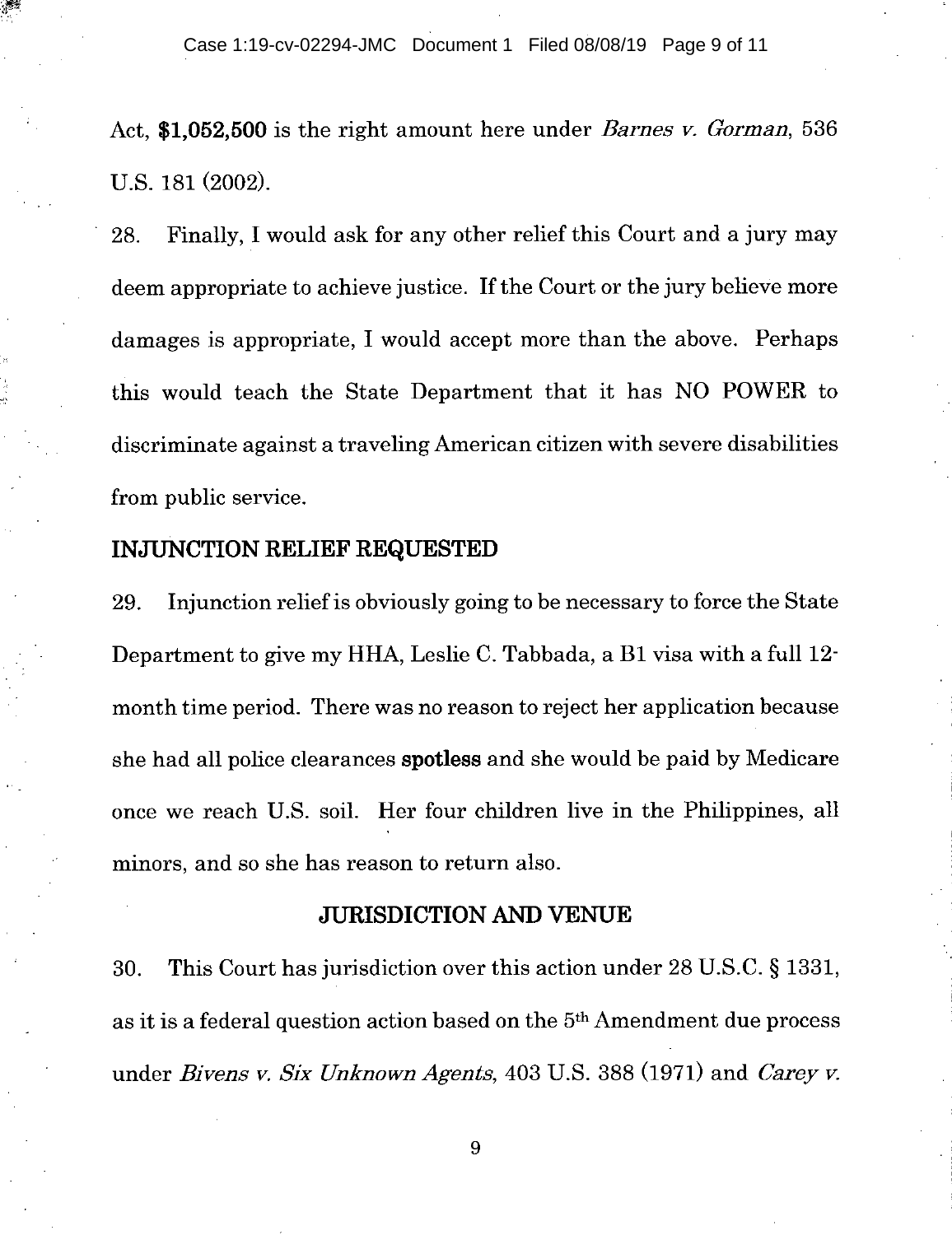Act, **$1,052,500** is the right amount here under *Barnes v. Gorman*, 536 U.S. 181 (2002).

28. Finally, I would ask for any other relief this Court and a jury may deem appropriate to achieve justice. If the Court or the jury believe more damages is appropriate, I would accept more than the above. Perhaps this would teach the State Department that it has NO POWER to discriminate against a traveling American citizen with severe disabilities from public service.

## INJUNCTION RELIEF REQUESTED

29. Injunction relief is obviously going to be necessary to force the State Department to give my HHA, Leslie C. Tabbada, a B1 visa with a full 12-month time period. There was no reason to reject her application because she had all police clearances **spotless** and she would be paid by Medicare once we reach U.S. soil. Her four children live in the Philippines, all minors, and so she has reason to return also.

## JURISDICTION AND VENUE

30. This Court has jurisdiction over this action under 28 U.S.C. § 1331, as it is a federal question action based on the 5th Amendment due process under *Bivens v. Six Unknown Agents*, 403 U.S. 388 (1971) and *Carey v.*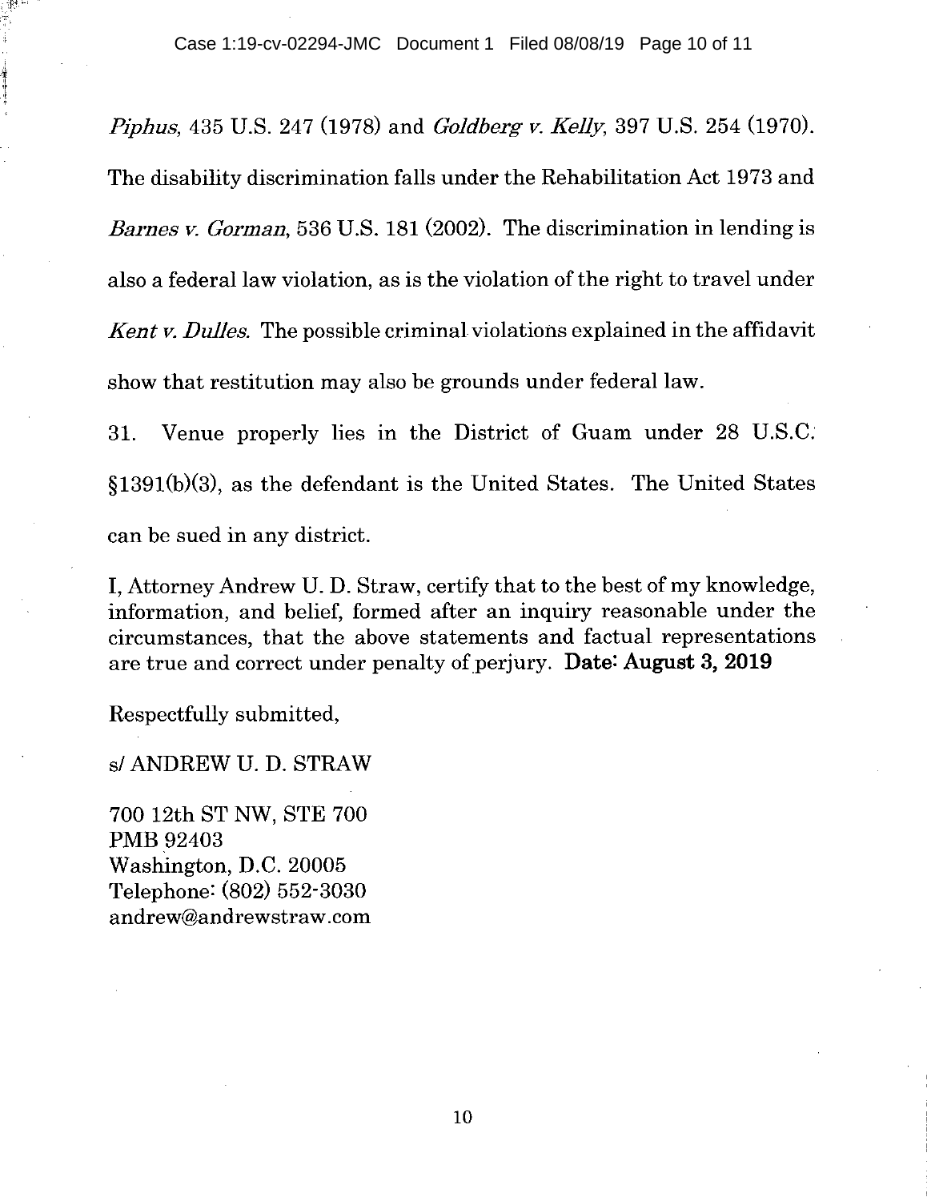*Piphus*, 435 U.S. 247 (1978) and *Goldberg v. Kelly*, 397 U.S. 254 (1970). The disability discrimination falls under the Rehabilitation Act 1973 and *Barnes v. Gorman*, 536 U.S. 181 (2002). The discrimination in lending is also a federal law violation, as is the violation of the right to travel under *Kent v. Dulles.* The possible criminal violations explained in the affidavit show that restitution may also be grounds under federal law.

31. Venue properly lies in the District of Guam under 28 U.S.C. §1391(b)(3), as the defendant is the United States. The United States can be sued in any district.

I, Attorney Andrew U. D. Straw, certify that to the best of my knowledge, information, and belief, formed after an inquiry reasonable under the circumstances, that the above statements and factual representations are true and correct under penalty of perjury. **Date: August 3, 2019**

Respectfully submitted,

s/ ANDREW U. D. STRAW

700 12th ST NW, STE 700
PMB 92403
Washington, D.C. 20005
Telephone: (802) 552-3030
andrew@andrewstraw.com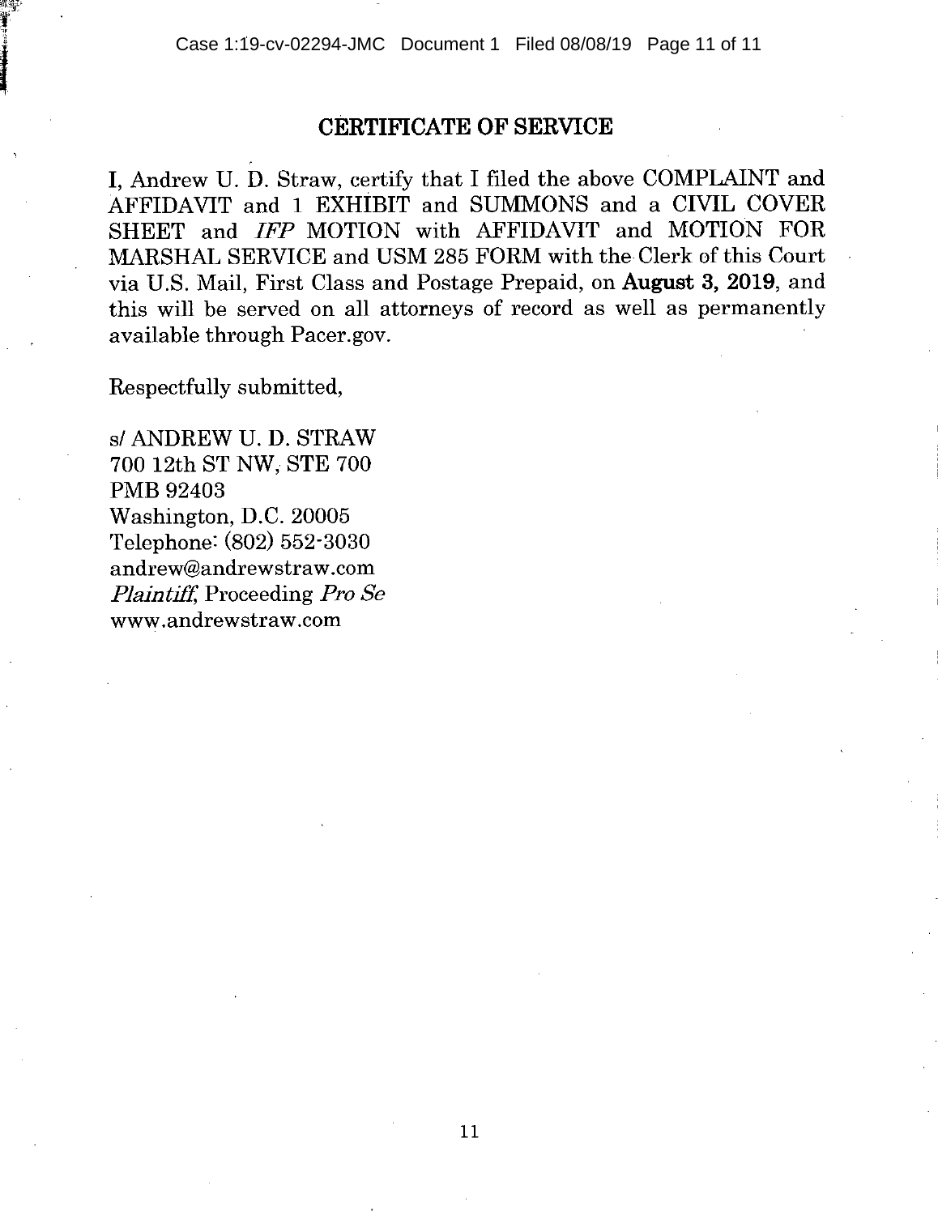## CERTIFICATE OF SERVICE

I, Andrew U. D. Straw, certify that I filed the above COMPLAINT and AFFIDAVIT and 1 EXHIBIT and SUMMONS and a CIVIL COVER SHEET and *IFP* MOTION with AFFIDAVIT and MOTION FOR MARSHAL SERVICE and USM 285 FORM with the Clerk of this Court via U.S. Mail, First Class and Postage Prepaid, on **August 3, 2019**, and this will be served on all attorneys of record as well as permanently available through Pacer.gov.

Respectfully submitted,

s/ ANDREW U. D. STRAW
700 12th ST NW, STE 700
PMB 92403
Washington, D.C. 20005
Telephone: (802) 552-3030
andrew@andrewstraw.com
*Plaintiff*, Proceeding *Pro Se*
www.andrewstraw.com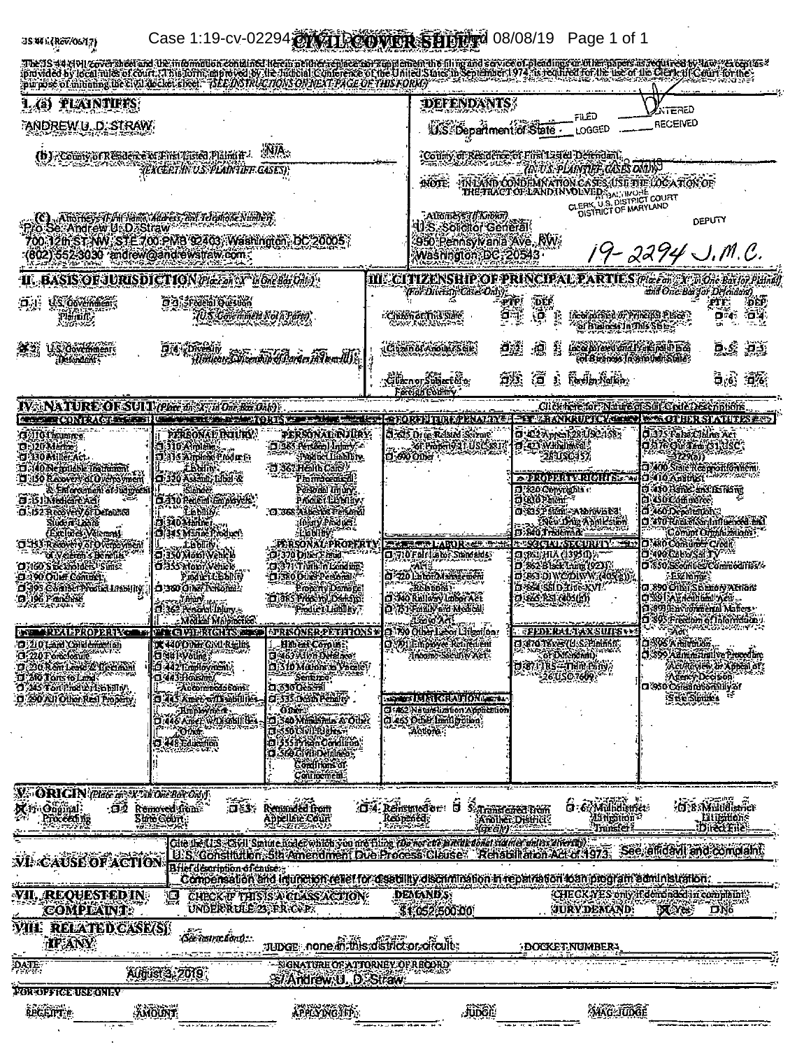JS 44 (Rev. 06/17)

# CIVIL COVER SHEET

The JS 44 civil cover sheet and the information contained herein neither replace nor supplement the filing and service of pleadings or other papers as required by law, except as provided by local rules of court. This form, approved by the Judicial Conference of the United States in September 1974, is required for the use of the Clerk of Court for the purpose of initiating the civil docket sheet. *(SEE INSTRUCTIONS ON NEXT PAGE OF THIS FORM.)*

## I. (a) PLAINTIFFS

ANDREW U. D. STRAW

**(b)** County of Residence of First Listed Plaintiff: N/A
*(EXCEPT IN U.S. PLAINTIFF CASES)*

**(c)** Attorneys *(Firm Name, Address, and Telephone Number)*
Pro Se: Andrew U. D. Straw
700 12th ST NW, STE 700 PMB 92403, Washington, DC 20005
(802) 552-3030 andrew@andrewstraw.com

## DEFENDANTS

U.S. Department of State

County of Residence of First Listed Defendant
*(IN U.S. PLAINTIFF CASES ONLY)*

NOTE: IN LAND CONDEMNATION CASES, USE THE LOCATION OF THE TRACT OF LAND INVOLVED.

Attorneys *(If Known)*
U.S. Solicitor General
950 Pennsylvania Ave., NW
Washington, DC 20543

FILED ___ ENTERED
LOGGED ___ RECEIVED
CLERK, U.S. DISTRICT COURT
DISTRICT OF MARYLAND
DEPUTY

19-2294 J.M.C.

## II. BASIS OF JURISDICTION *(Place an "X" in One Box Only)*

- ☐ 1 U.S. Government Plaintiff
- ☐ 3 Federal Question *(U.S. Government Not a Party)*
- ☒ 2 U.S. Government Defendant
- ☐ 4 Diversity *(Indicate Citizenship of Parties in Item III)*

## III. CITIZENSHIP OF PRINCIPAL PARTIES *(Place an "X" in One Box for Plaintiff and One Box for Defendant)* *(For Diversity Cases Only)*

| | PTF | DEF | | PTF | DEF |
|---|---|---|---|---|---|
| Citizen of This State | ☐ 1 | ☐ 1 | Incorporated or Principal Place of Business In This State | ☐ 4 | ☐ 4 |
| Citizen of Another State | ☐ 2 | ☐ 2 | Incorporated and Principal Place of Business In Another State | ☐ 5 | ☐ 5 |
| Citizen or Subject of a Foreign Country | ☐ 3 | ☐ 3 | Foreign Nation | ☐ 6 | ☐ 6 |

## IV. NATURE OF SUIT *(Place an "X" in One Box Only)*

Click here for: Nature of Suit Code Descriptions.

**CONTRACT**
- ☐ 110 Insurance
- ☐ 120 Marine
- ☐ 130 Miller Act
- ☐ 140 Negotiable Instrument
- ☐ 150 Recovery of Overpayment & Enforcement of Judgment
- ☐ 151 Medicare Act
- ☐ 152 Recovery of Defaulted Student Loans (Excludes Veterans)
- ☐ 153 Recovery of Overpayment of Veteran's Benefits
- ☐ 160 Stockholders' Suits
- ☐ 190 Other Contract
- ☐ 195 Contract Product Liability
- ☐ 196 Franchise

**REAL PROPERTY**
- ☐ 210 Land Condemnation
- ☐ 220 Foreclosure
- ☐ 230 Rent Lease & Ejectment
- ☐ 240 Torts to Land
- ☐ 245 Tort Product Liability
- ☐ 290 All Other Real Property

**TORTS — PERSONAL INJURY**
- ☐ 310 Airplane
- ☐ 315 Airplane Product Liability
- ☐ 320 Assault, Libel & Slander
- ☐ 330 Federal Employers' Liability
- ☐ 340 Marine
- ☐ 345 Marine Product Liability
- ☐ 350 Motor Vehicle
- ☐ 355 Motor Vehicle Product Liability
- ☐ 360 Other Personal Injury
- ☐ 362 Personal Injury - Medical Malpractice

**TORTS — PERSONAL INJURY**
- ☐ 365 Personal Injury - Product Liability
- ☐ 367 Health Care/ Pharmaceutical Personal Injury Product Liability
- ☐ 368 Asbestos Personal Injury Product Liability

**PERSONAL PROPERTY**
- ☐ 370 Other Fraud
- ☐ 371 Truth in Lending
- ☐ 380 Other Personal Property Damage
- ☐ 385 Property Damage Product Liability

**CIVIL RIGHTS**
- ☒ 440 Other Civil Rights
- ☐ 441 Voting
- ☐ 442 Employment
- ☐ 443 Housing/ Accommodations
- ☐ 445 Amer. w/Disabilities - Employment
- ☐ 446 Amer. w/Disabilities - Other
- ☐ 448 Education

**PRISONER PETITIONS**
Habeas Corpus:
- ☐ 463 Alien Detainee
- ☐ 510 Motions to Vacate Sentence
- ☐ 530 General
- ☐ 535 Death Penalty

Other:
- ☐ 540 Mandamus & Other
- ☐ 550 Civil Rights
- ☐ 555 Prison Condition
- ☐ 560 Civil Detainee - Conditions of Confinement

**FORFEITURE/PENALTY**
- ☐ 625 Drug Related Seizure of Property 21 USC 881
- ☐ 690 Other

**LABOR**
- ☐ 710 Fair Labor Standards Act
- ☐ 720 Labor/Management Relations
- ☐ 740 Railway Labor Act
- ☐ 751 Family and Medical Leave Act
- ☐ 790 Other Labor Litigation
- ☐ 791 Employee Retirement Income Security Act

**IMMIGRATION**
- ☐ 462 Naturalization Application
- ☐ 465 Other Immigration Actions

**BANKRUPTCY**
- ☐ 422 Appeal 28 USC 158
- ☐ 423 Withdrawal 28 USC 157

**PROPERTY RIGHTS**
- ☐ 820 Copyrights
- ☐ 830 Patent
- ☐ 835 Patent - Abbreviated New Drug Application
- ☐ 840 Trademark

**SOCIAL SECURITY**
- ☐ 861 HIA (1395ff)
- ☐ 862 Black Lung (923)
- ☐ 863 DIWC/DIWW (405(g))
- ☐ 864 SSID Title XVI
- ☐ 865 RSI (405(g))

**FEDERAL TAX SUITS**
- ☐ 870 Taxes (U.S. Plaintiff or Defendant)
- ☐ 871 IRS—Third Party 26 USC 7609

**OTHER STATUTES**
- ☐ 375 False Claims Act
- ☐ 376 Qui Tam (31 USC 3729(a))
- ☐ 400 State Reapportionment
- ☐ 410 Antitrust
- ☐ 430 Banks and Banking
- ☐ 450 Commerce
- ☐ 460 Deportation
- ☐ 470 Racketeer Influenced and Corrupt Organizations
- ☐ 480 Consumer Credit
- ☐ 490 Cable/Sat TV
- ☐ 850 Securities/Commodities/ Exchange
- ☐ 890 Other Statutory Actions
- ☐ 891 Agricultural Acts
- ☐ 893 Environmental Matters
- ☐ 895 Freedom of Information Act
- ☐ 896 Arbitration
- ☐ 899 Administrative Procedure Act/Review or Appeal of Agency Decision
- ☐ 950 Constitutionality of State Statutes

## V. ORIGIN *(Place an "X" in One Box Only)*

- ☒ 1 Original Proceeding
- ☐ 2 Removed from State Court
- ☐ 3 Remanded from Appellate Court
- ☐ 4 Reinstated or Reopened
- ☐ 5 Transferred from Another District *(specify)*
- ☐ 6 Multidistrict Litigation - Transfer
- ☐ 8 Multidistrict Litigation - Direct File

## VI. CAUSE OF ACTION

Cite the U.S. Civil Statute under which you are filing *(Do not cite jurisdictional statutes unless diversity)*:
U.S. Constitution, 5th Amendment Due Process Clause. Rehabilitation Act of 1973. See affidavit and complaint.

Brief description of cause:
Compensation and injunction relief for disability discrimination in repatriation loan program administration.

## VII. REQUESTED IN COMPLAINT:

☐ CHECK IF THIS IS A CLASS ACTION UNDER RULE 23, F.R.Cv.P.

DEMAND $: $1,052,500.00

CHECK YES only if demanded in complaint: JURY DEMAND: ☒ Yes ☐ No

## VIII. RELATED CASE(S) IF ANY

*(See instructions)*: JUDGE none in this district or circuit DOCKET NUMBER ___

DATE: August 3, 2019

SIGNATURE OF ATTORNEY OF RECORD: /s/ Andrew U. D. Straw

FOR OFFICE USE ONLY

RECEIPT # ___ AMOUNT ___ APPLYING IFP ___ JUDGE ___ MAG. JUDGE ___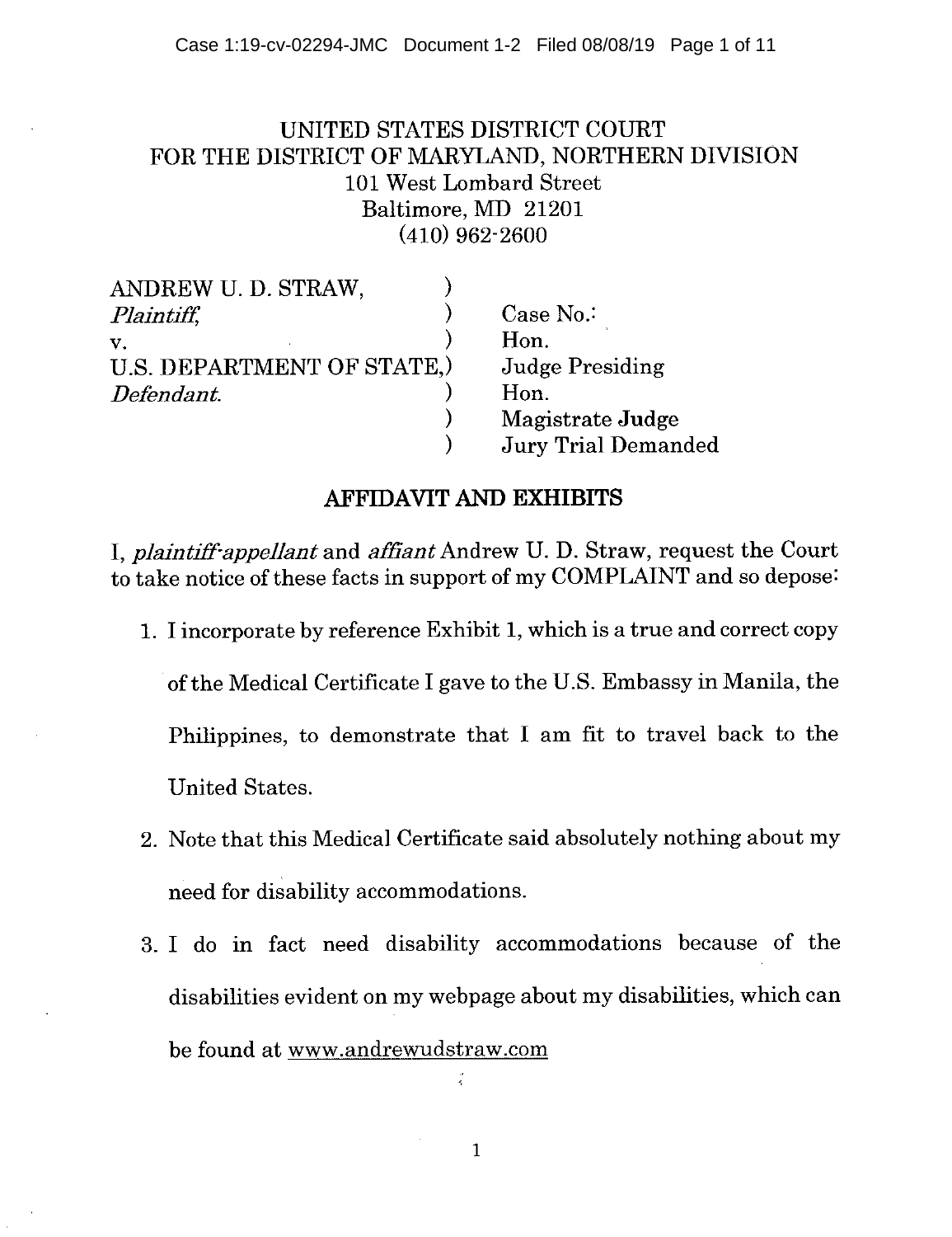UNITED STATES DISTRICT COURT
FOR THE DISTRICT OF MARYLAND, NORTHERN DIVISION
101 West Lombard Street
Baltimore, MD 21201
(410) 962-2600

| | | |
|---|---|---|
| ANDREW U. D. STRAW, | ) | |
| *Plaintiff,* | ) | Case No.: |
| v. | ) | Hon. |
| U.S. DEPARTMENT OF STATE, | ) | Judge Presiding |
| *Defendant.* | ) | Hon. |
| | ) | Magistrate Judge |
| | ) | Jury Trial Demanded |

## AFFIDAVIT AND EXHIBITS

I, *plaintiff-appellant* and *affiant* Andrew U. D. Straw, request the Court to take notice of these facts in support of my COMPLAINT and so depose:

1. I incorporate by reference Exhibit 1, which is a true and correct copy of the Medical Certificate I gave to the U.S. Embassy in Manila, the Philippines, to demonstrate that I am fit to travel back to the United States.
2. Note that this Medical Certificate said absolutely nothing about my need for disability accommodations.
3. I do in fact need disability accommodations because of the disabilities evident on my webpage about my disabilities, which can be found at www.andrewudstraw.com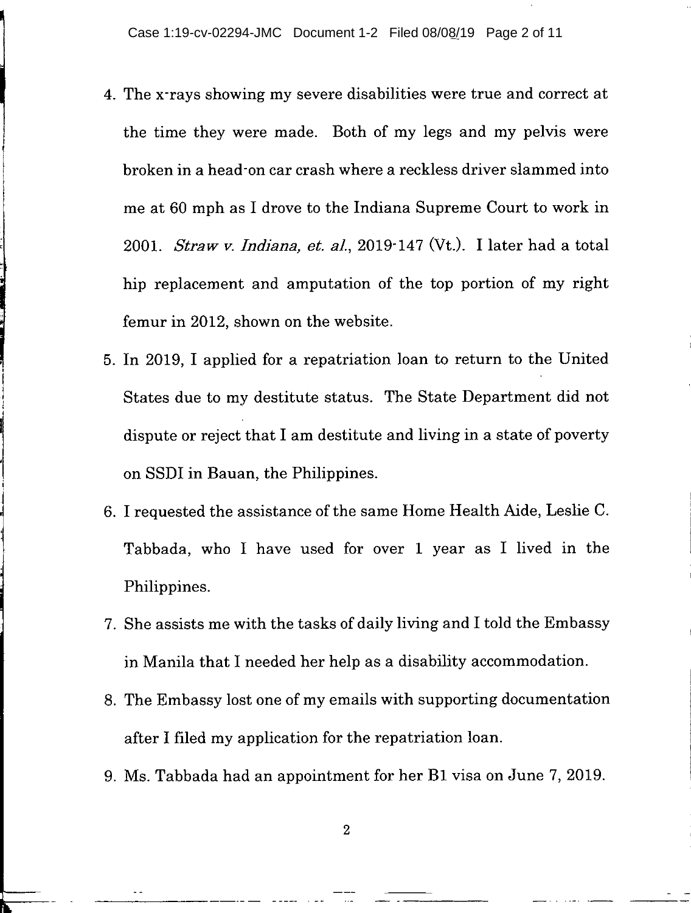4. The x-rays showing my severe disabilities were true and correct at the time they were made. Both of my legs and my pelvis were broken in a head-on car crash where a reckless driver slammed into me at 60 mph as I drove to the Indiana Supreme Court to work in 2001. *Straw v. Indiana, et. al.*, 2019-147 (Vt.). I later had a total hip replacement and amputation of the top portion of my right femur in 2012, shown on the website.
5. In 2019, I applied for a repatriation loan to return to the United States due to my destitute status. The State Department did not dispute or reject that I am destitute and living in a state of poverty on SSDI in Bauan, the Philippines.
6. I requested the assistance of the same Home Health Aide, Leslie C. Tabbada, who I have used for over 1 year as I lived in the Philippines.
7. She assists me with the tasks of daily living and I told the Embassy in Manila that I needed her help as a disability accommodation.
8. The Embassy lost one of my emails with supporting documentation after I filed my application for the repatriation loan.
9. Ms. Tabbada had an appointment for her B1 visa on June 7, 2019.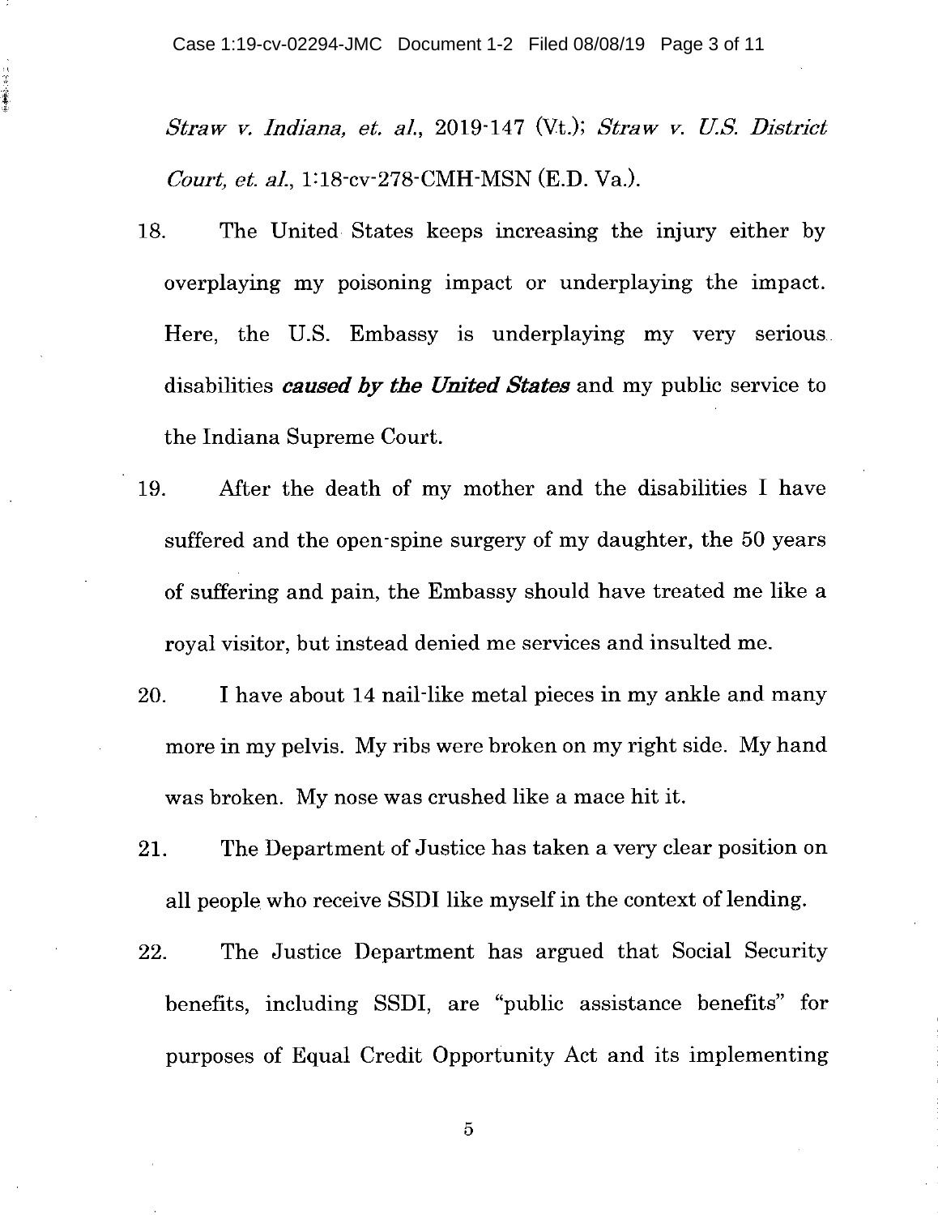*Straw v. Indiana, et. al.*, 2019-147 (Vt.); *Straw v. U.S. District Court, et. al.*, 1:18-cv-278-CMH-MSN (E.D. Va.).

18. The United States keeps increasing the injury either by overplaying my poisoning impact or underplaying the impact. Here, the U.S. Embassy is underplaying my very serious disabilities ***caused by the United States*** and my public service to the Indiana Supreme Court.

19. After the death of my mother and the disabilities I have suffered and the open-spine surgery of my daughter, the 50 years of suffering and pain, the Embassy should have treated me like a royal visitor, but instead denied me services and insulted me.

20. I have about 14 nail-like metal pieces in my ankle and many more in my pelvis. My ribs were broken on my right side. My hand was broken. My nose was crushed like a mace hit it.

21. The Department of Justice has taken a very clear position on all people who receive SSDI like myself in the context of lending.

22. The Justice Department has argued that Social Security benefits, including SSDI, are "public assistance benefits" for purposes of Equal Credit Opportunity Act and its implementing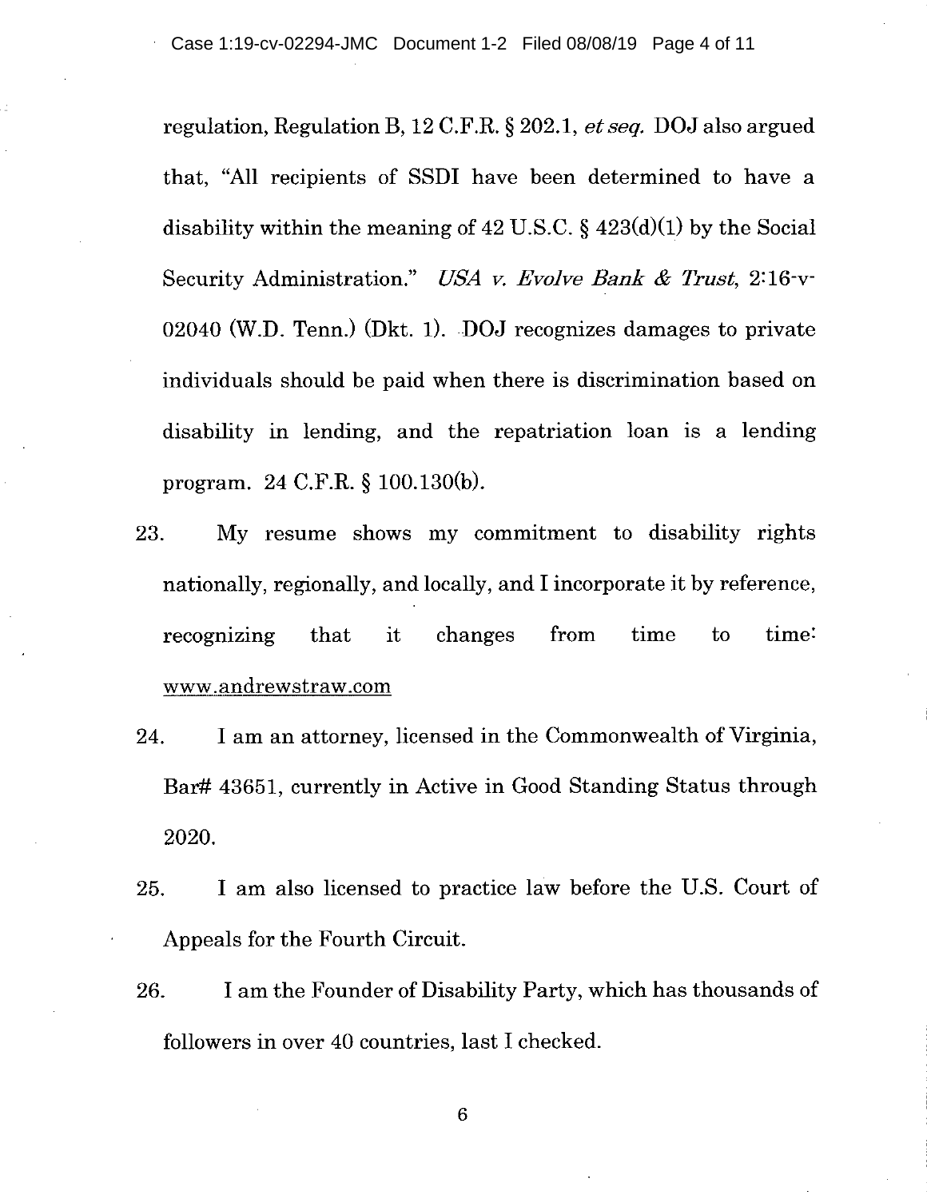regulation, Regulation B, 12 C.F.R. § 202.1, *et seq.* DOJ also argued that, "All recipients of SSDI have been determined to have a disability within the meaning of 42 U.S.C. § 423(d)(1) by the Social Security Administration." *USA v. Evolve Bank & Trust*, 2:16-v-02040 (W.D. Tenn.) (Dkt. 1). DOJ recognizes damages to private individuals should be paid when there is discrimination based on disability in lending, and the repatriation loan is a lending program. 24 C.F.R. § 100.130(b).

23. My resume shows my commitment to disability rights nationally, regionally, and locally, and I incorporate it by reference, recognizing that it changes from time to time: www.andrewstraw.com

24. I am an attorney, licensed in the Commonwealth of Virginia, Bar# 43651, currently in Active in Good Standing Status through 2020.

25. I am also licensed to practice law before the U.S. Court of Appeals for the Fourth Circuit.

26. I am the Founder of Disability Party, which has thousands of followers in over 40 countries, last I checked.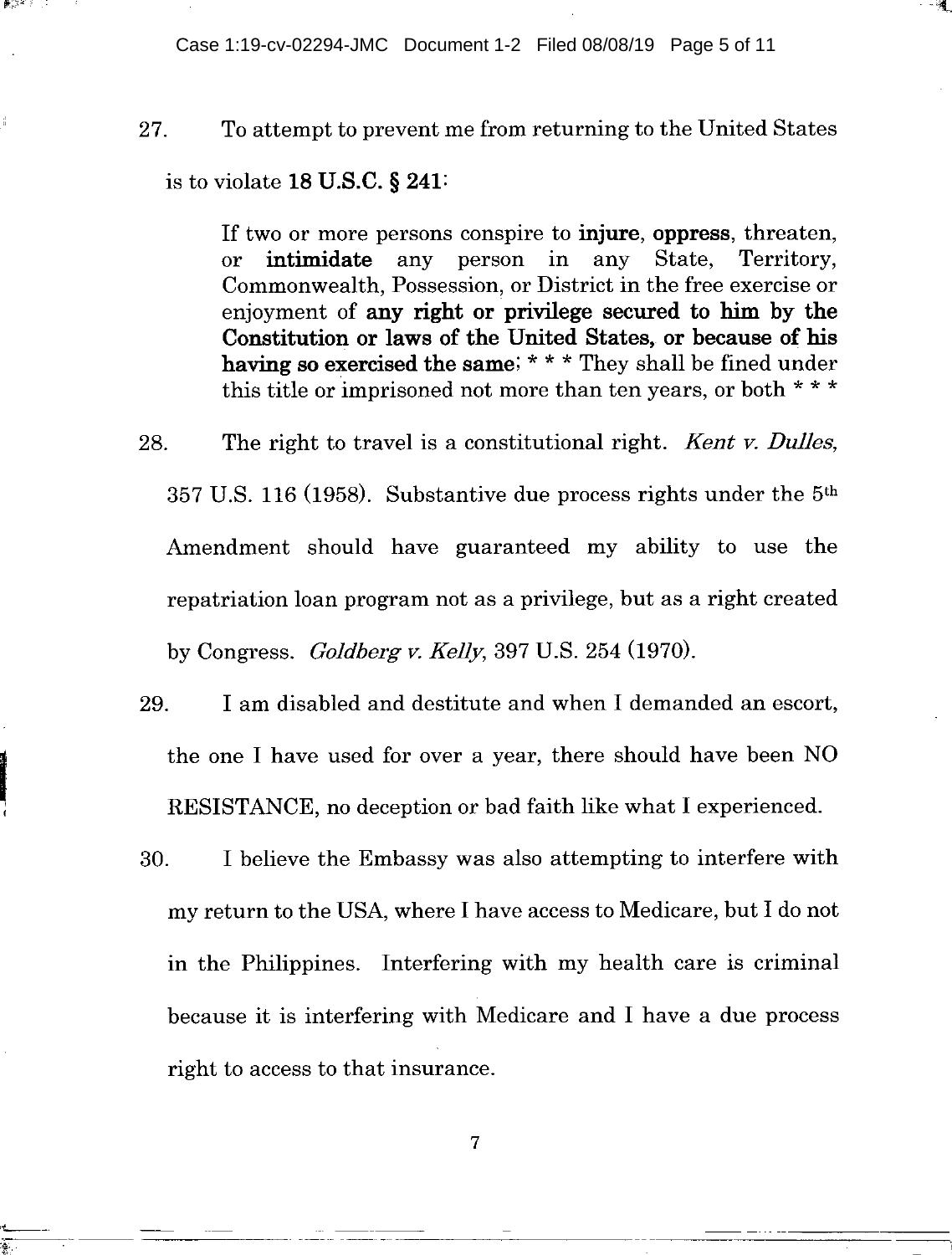27. To attempt to prevent me from returning to the United States is to violate **18 U.S.C. § 241**:

> If two or more persons conspire to **injure**, **oppress**, threaten, or **intimidate** any person in any State, Territory, Commonwealth, Possession, or District in the free exercise or enjoyment of **any right or privilege secured to him by the Constitution or laws of the United States, or because of his having so exercised the same**; * * * They shall be fined under this title or imprisoned not more than ten years, or both * * *

28. The right to travel is a constitutional right. *Kent v. Dulles*, 357 U.S. 116 (1958). Substantive due process rights under the 5th Amendment should have guaranteed my ability to use the repatriation loan program not as a privilege, but as a right created by Congress. *Goldberg v. Kelly*, 397 U.S. 254 (1970).

29. I am disabled and destitute and when I demanded an escort, the one I have used for over a year, there should have been NO RESISTANCE, no deception or bad faith like what I experienced.

30. I believe the Embassy was also attempting to interfere with my return to the USA, where I have access to Medicare, but I do not in the Philippines. Interfering with my health care is criminal because it is interfering with Medicare and I have a due process right to access to that insurance.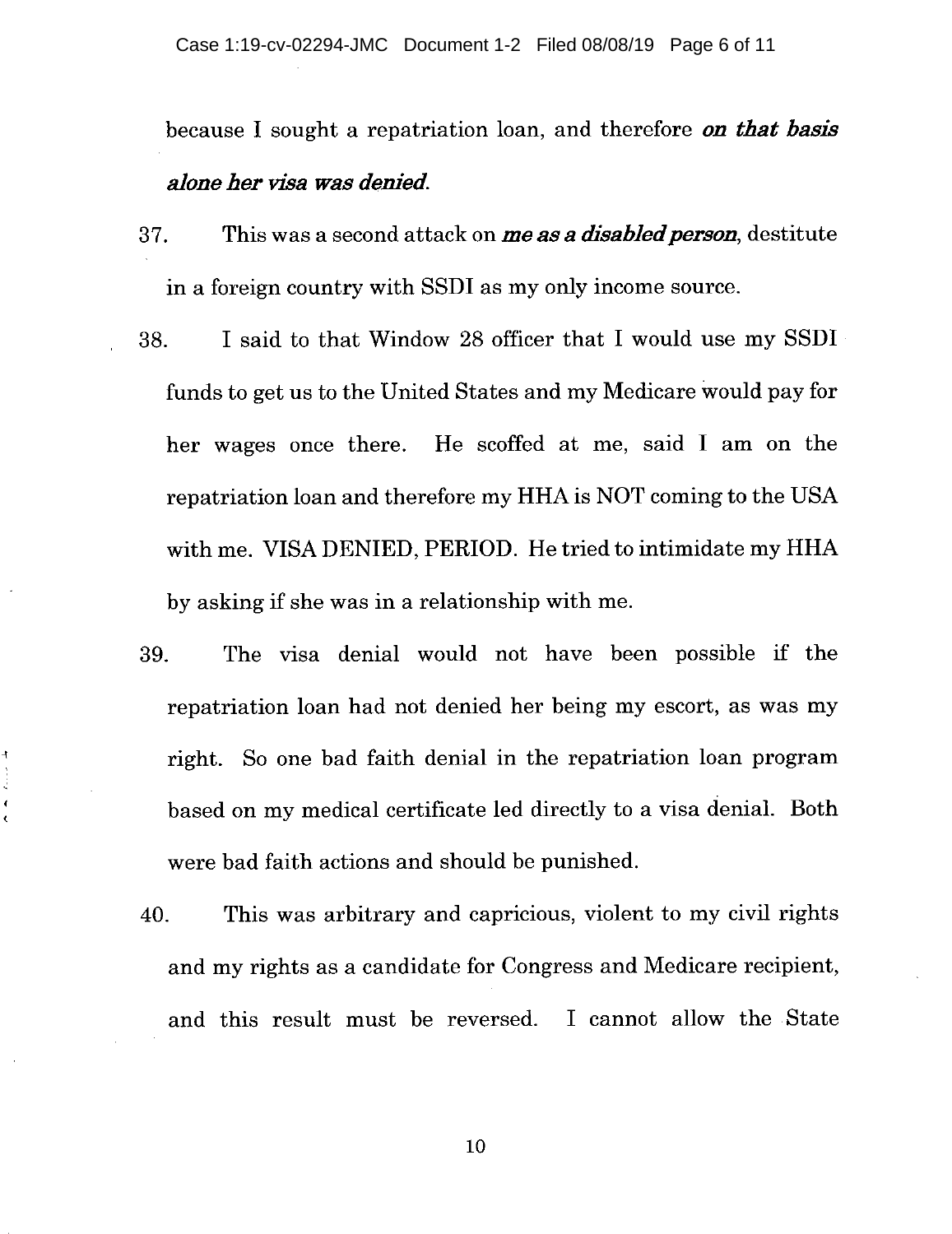because I sought a repatriation loan, and therefore ***on that basis alone her visa was denied.***

37. This was a second attack on ***me as a disabled person***, destitute in a foreign country with SSDI as my only income source.

38. I said to that Window 28 officer that I would use my SSDI funds to get us to the United States and my Medicare would pay for her wages once there. He scoffed at me, said I am on the repatriation loan and therefore my HHA is NOT coming to the USA with me. VISA DENIED, PERIOD. He tried to intimidate my HHA by asking if she was in a relationship with me.

39. The visa denial would not have been possible if the repatriation loan had not denied her being my escort, as was my right. So one bad faith denial in the repatriation loan program based on my medical certificate led directly to a visa denial. Both were bad faith actions and should be punished.

40. This was arbitrary and capricious, violent to my civil rights and my rights as a candidate for Congress and Medicare recipient, and this result must be reversed. I cannot allow the State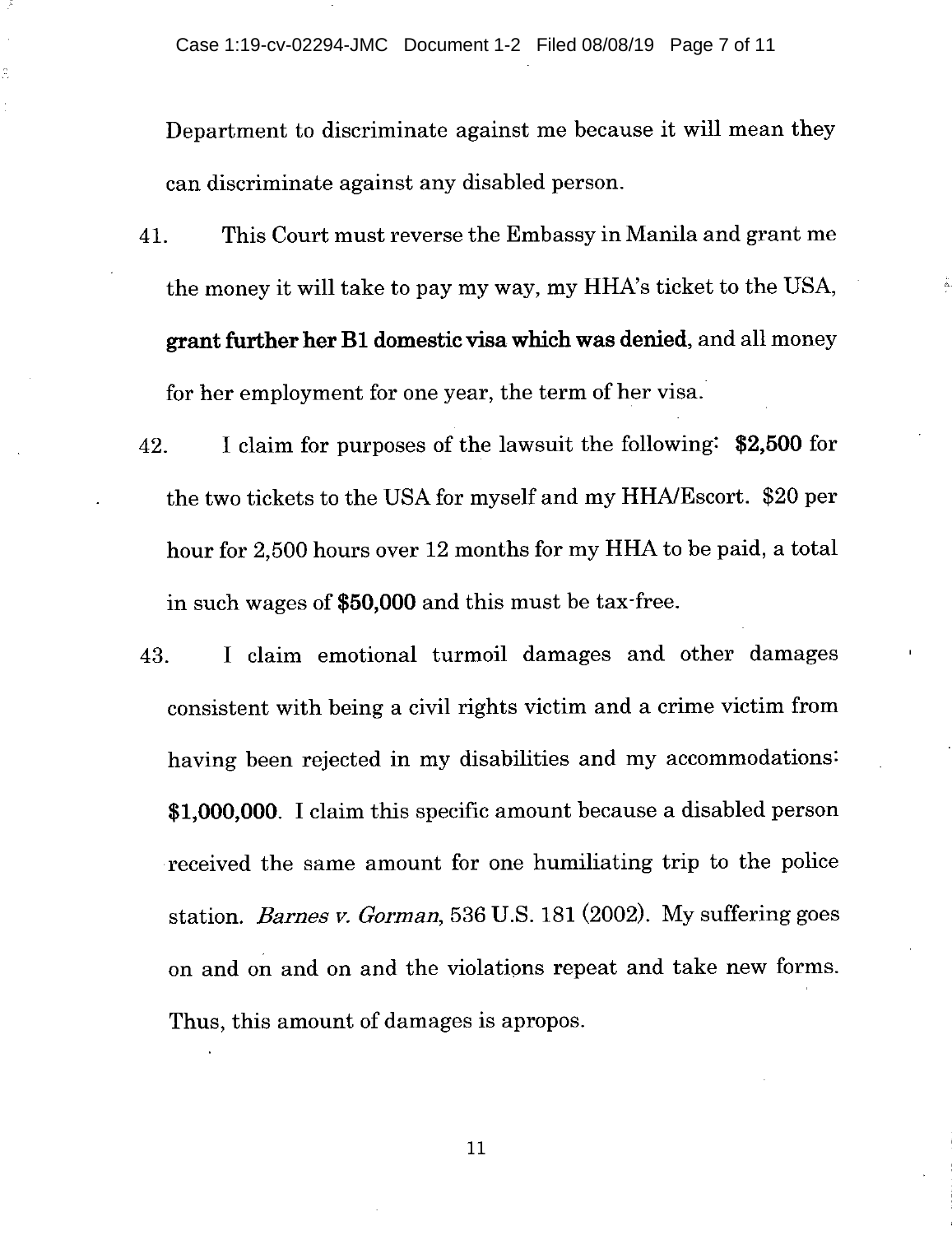Department to discriminate against me because it will mean they can discriminate against any disabled person.

41. This Court must reverse the Embassy in Manila and grant me the money it will take to pay my way, my HHA's ticket to the USA, **grant further her B1 domestic visa which was denied**, and all money for her employment for one year, the term of her visa.

42. I claim for purposes of the lawsuit the following: **$2,500** for the two tickets to the USA for myself and my HHA/Escort. $20 per hour for 2,500 hours over 12 months for my HHA to be paid, a total in such wages of **$50,000** and this must be tax-free.

43. I claim emotional turmoil damages and other damages consistent with being a civil rights victim and a crime victim from having been rejected in my disabilities and my accommodations: **$1,000,000**. I claim this specific amount because a disabled person received the same amount for one humiliating trip to the police station. *Barnes v. Gorman*, 536 U.S. 181 (2002). My suffering goes on and on and on and the violations repeat and take new forms. Thus, this amount of damages is apropos.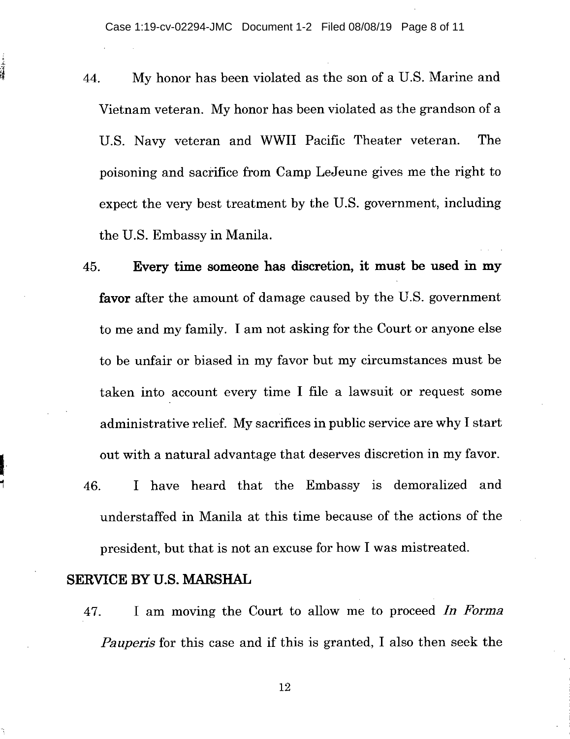44. My honor has been violated as the son of a U.S. Marine and Vietnam veteran. My honor has been violated as the grandson of a U.S. Navy veteran and WWII Pacific Theater veteran. The poisoning and sacrifice from Camp LeJeune gives me the right to expect the very best treatment by the U.S. government, including the U.S. Embassy in Manila.

45. **Every time someone has discretion, it must be used in my favor** after the amount of damage caused by the U.S. government to me and my family. I am not asking for the Court or anyone else to be unfair or biased in my favor but my circumstances must be taken into account every time I file a lawsuit or request some administrative relief. My sacrifices in public service are why I start out with a natural advantage that deserves discretion in my favor.

46. I have heard that the Embassy is demoralized and understaffed in Manila at this time because of the actions of the president, but that is not an excuse for how I was mistreated.

## SERVICE BY U.S. MARSHAL

47. I am moving the Court to allow me to proceed *In Forma Pauperis* for this case and if this is granted, I also then seek the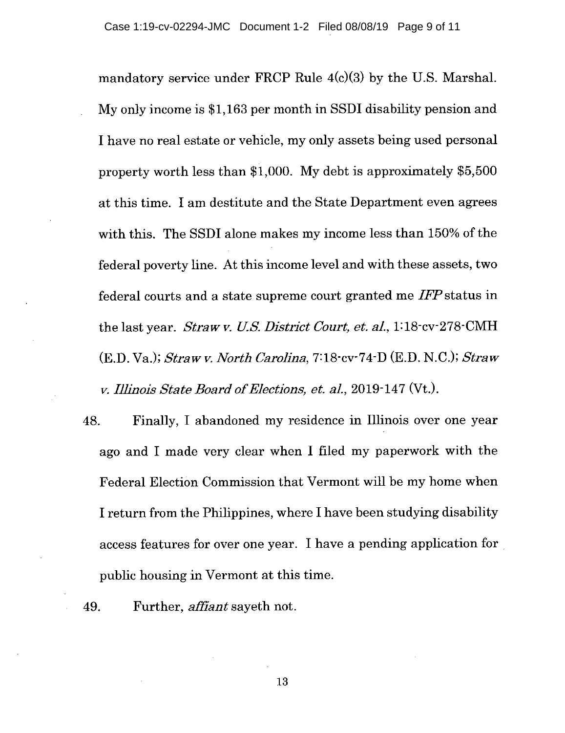mandatory service under FRCP Rule 4(c)(3) by the U.S. Marshal. My only income is $1,163 per month in SSDI disability pension and I have no real estate or vehicle, my only assets being used personal property worth less than $1,000. My debt is approximately $5,500 at this time. I am destitute and the State Department even agrees with this. The SSDI alone makes my income less than 150% of the federal poverty line. At this income level and with these assets, two federal courts and a state supreme court granted me *IFP* status in the last year. *Straw v. U.S. District Court, et. al.*, 1:18-cv-278-CMH (E.D. Va.); *Straw v. North Carolina*, 7:18-cv-74-D (E.D. N.C.); *Straw v. Illinois State Board of Elections, et. al.*, 2019-147 (Vt.).

48. Finally, I abandoned my residence in Illinois over one year ago and I made very clear when I filed my paperwork with the Federal Election Commission that Vermont will be my home when I return from the Philippines, where I have been studying disability access features for over one year. I have a pending application for public housing in Vermont at this time.

49. Further, *affiant* sayeth not.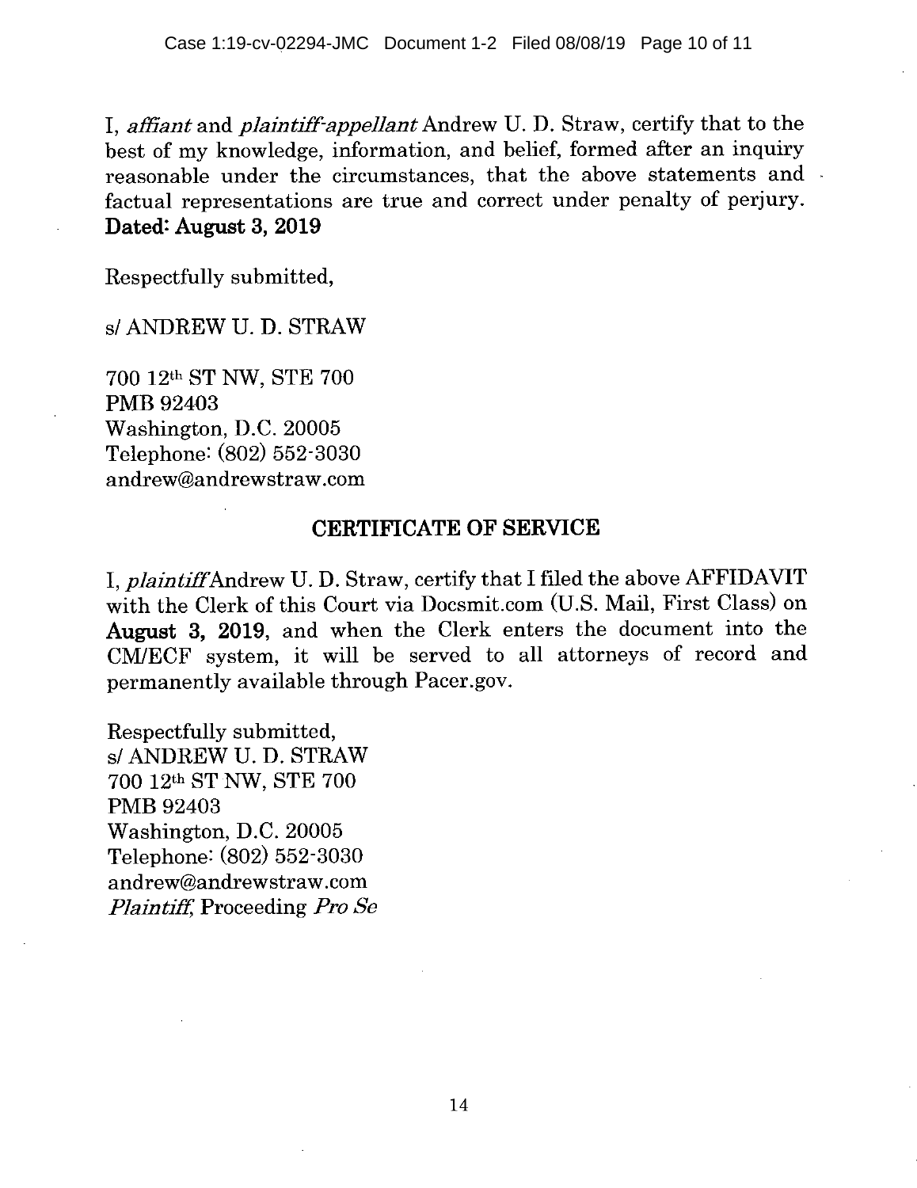I, *affiant* and *plaintiff-appellant* Andrew U. D. Straw, certify that to the best of my knowledge, information, and belief, formed after an inquiry reasonable under the circumstances, that the above statements and factual representations are true and correct under penalty of perjury. **Dated: August 3, 2019**

Respectfully submitted,

s/ ANDREW U. D. STRAW

700 12th ST NW, STE 700
PMB 92403
Washington, D.C. 20005
Telephone: (802) 552-3030
andrew@andrewstraw.com

## CERTIFICATE OF SERVICE

I, *plaintiff* Andrew U. D. Straw, certify that I filed the above AFFIDAVIT with the Clerk of this Court via Docsmit.com (U.S. Mail, First Class) on **August 3, 2019**, and when the Clerk enters the document into the CM/ECF system, it will be served to all attorneys of record and permanently available through Pacer.gov.

Respectfully submitted,
s/ ANDREW U. D. STRAW
700 12th ST NW, STE 700
PMB 92403
Washington, D.C. 20005
Telephone: (802) 552-3030
andrew@andrewstraw.com
*Plaintiff*, Proceeding *Pro Se*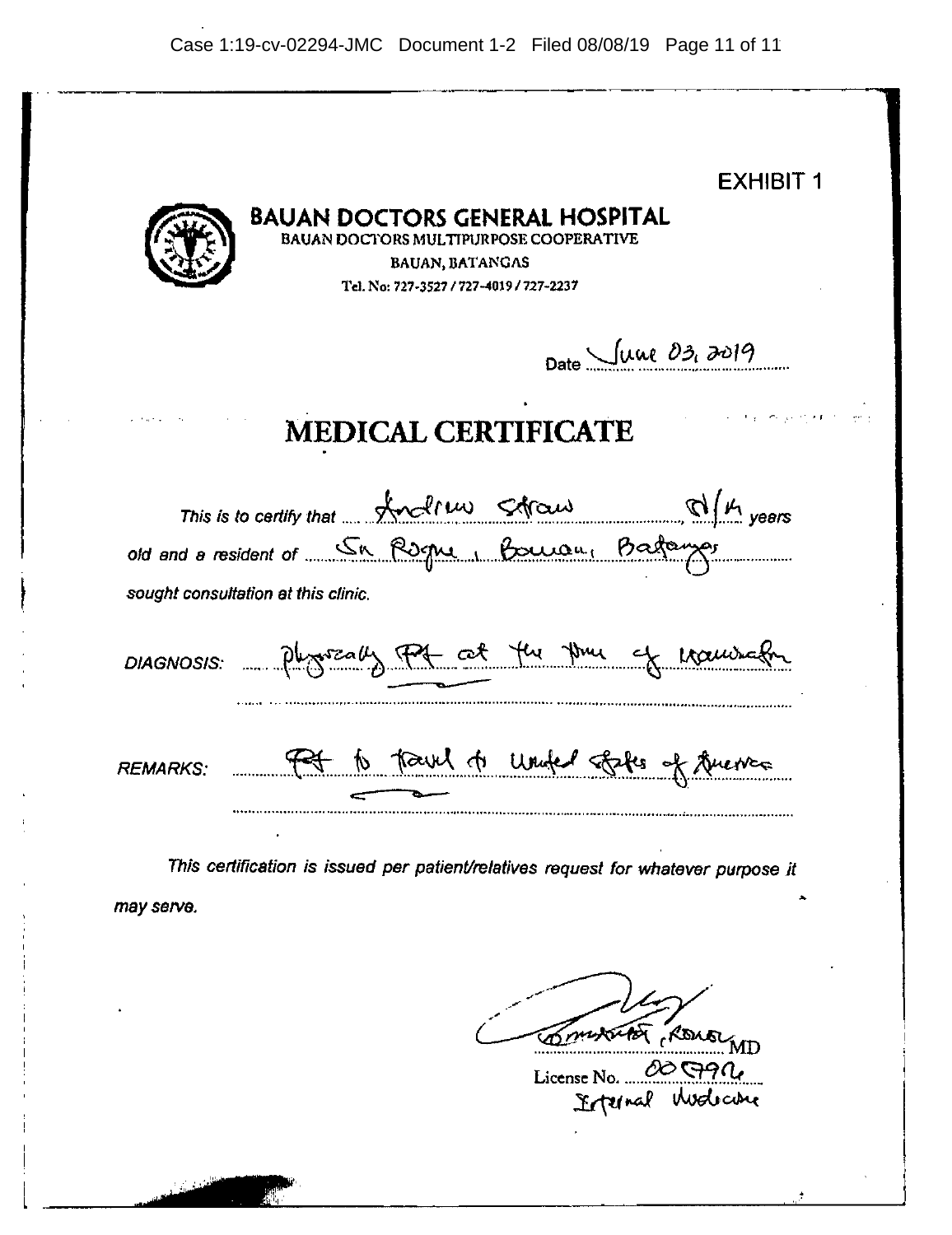EXHIBIT 1

# BAUAN DOCTORS GENERAL HOSPITAL

BAUAN DOCTORS MULTIPURPOSE COOPERATIVE

BAUAN, BATANGAS

Tel. No: 727-3527 / 727-4019 / 727-2237

Date June 03, 2019

## MEDICAL CERTIFICATE

*This is to certify that* Andrew Straw 51/M *years old and a resident of* Sn Roque, Bauan, Batangas *sought consultation at this clinic.*

*DIAGNOSIS:* physically fit at the time of examination

*REMARKS:* Fit to travel to United States of America

*This certification is issued per patient/relatives request for whatever purpose it may serve.*

__________ MD

License No. 00 7976

Internal Medicine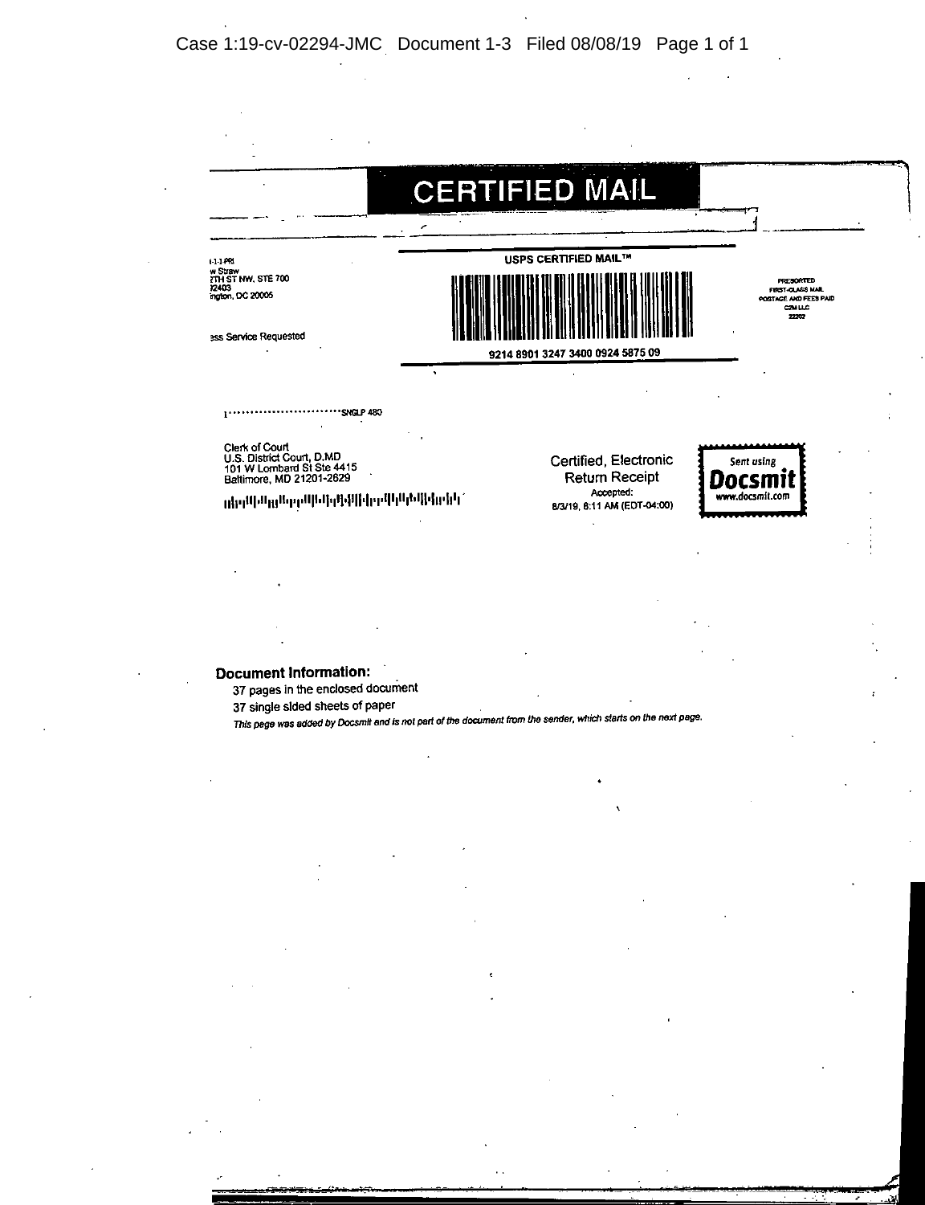# CERTIFIED MAIL

I-1-1 PRI
w Straw
7TH ST NW, STE 700
32403
ington, DC 20005

ess Service Requested

**USPS CERTIFIED MAIL™**

9214 8901 3247 3400 0924 5875 09

PRESORTED
FIRST-CLASS MAIL
POSTAGE AND FEES PAID
C2M LLC
22202

1••••••••••••••••••••••••••SNGLP 480

Clerk of Court
U.S. District Court, D.MD
101 W Lombard St Ste 4415
Baltimore, MD 21201-2629

Certified, Electronic
Return Receipt
Accepted:
8/3/19, 8:11 AM (EDT-04:00)

Sent using
**Docsmit**
www.docsmit.com

**Document Information:**

37 pages in the enclosed document
37 single sided sheets of paper

*This page was added by Docsmit and is not part of the document from the sender, which starts on the next page.*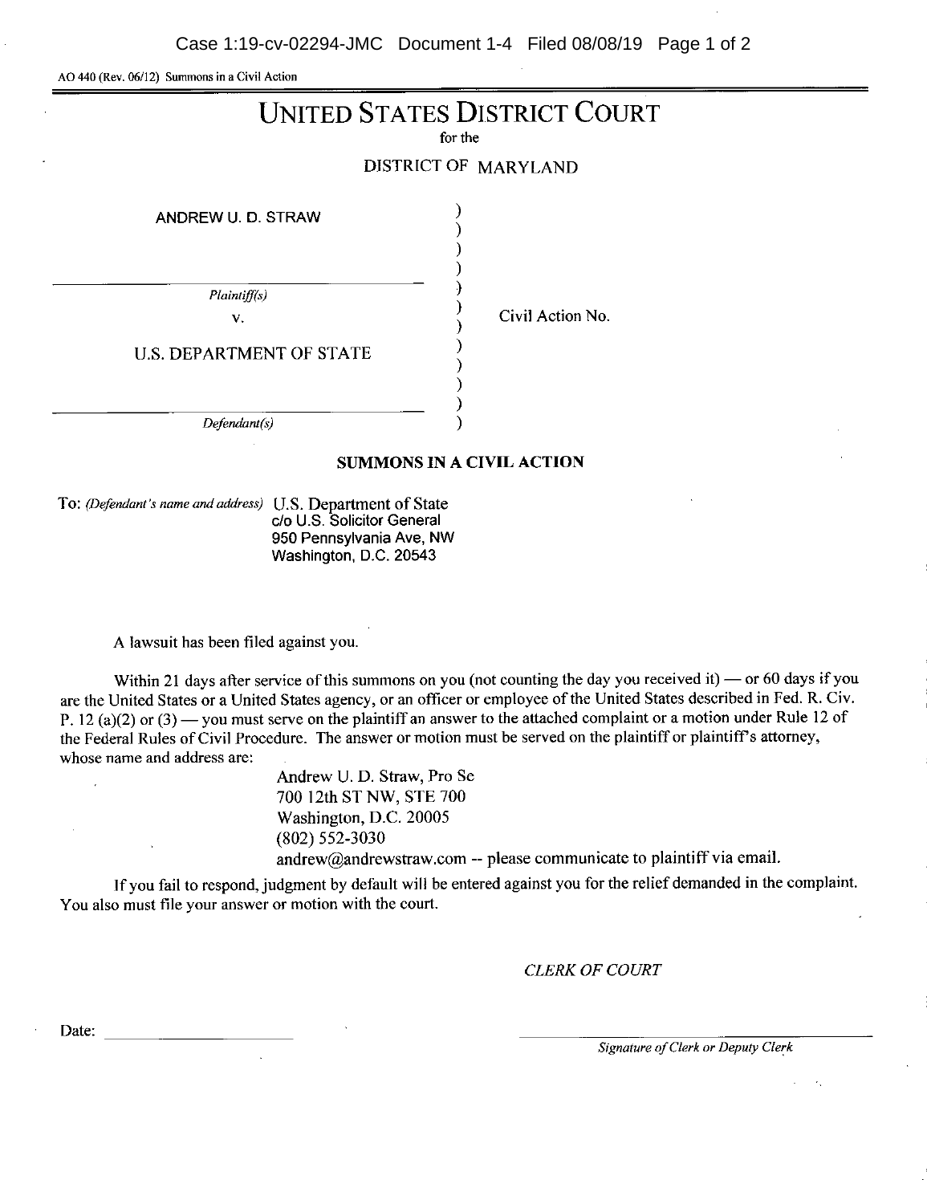AO 440 (Rev. 06/12) Summons in a Civil Action

# UNITED STATES DISTRICT COURT

for the

DISTRICT OF MARYLAND

| | |
|---|---|
| ANDREW U. D. STRAW | |
| *Plaintiff(s)* | |
| v. | Civil Action No. |
| U.S. DEPARTMENT OF STATE | |
| *Defendant(s)* | |

**SUMMONS IN A CIVIL ACTION**

To: *(Defendant's name and address)* U.S. Department of State
c/o U.S. Solicitor General
950 Pennsylvania Ave, NW
Washington, D.C. 20543

A lawsuit has been filed against you.

Within 21 days after service of this summons on you (not counting the day you received it) — or 60 days if you are the United States or a United States agency, or an officer or employee of the United States described in Fed. R. Civ. P. 12 (a)(2) or (3) — you must serve on the plaintiff an answer to the attached complaint or a motion under Rule 12 of the Federal Rules of Civil Procedure. The answer or motion must be served on the plaintiff or plaintiff's attorney, whose name and address are:

Andrew U. D. Straw, Pro Se
700 12th ST NW, STE 700
Washington, D.C. 20005
(802) 552-3030
andrew@andrewstraw.com -- please communicate to plaintiff via email.

If you fail to respond, judgment by default will be entered against you for the relief demanded in the complaint. You also must file your answer or motion with the court.

*CLERK OF COURT*

Date: ______________________

______________________
*Signature of Clerk or Deputy Clerk*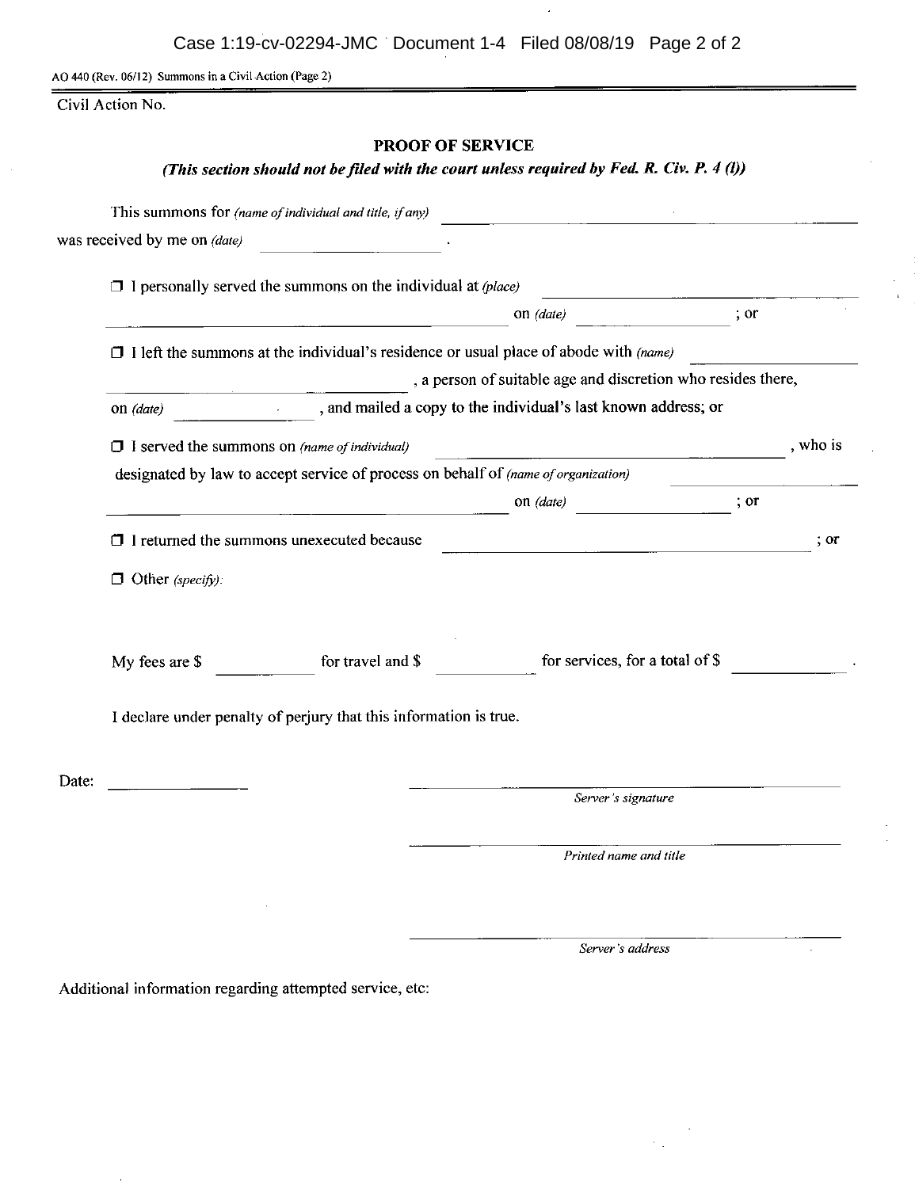AO 440 (Rev. 06/12) Summons in a Civil Action (Page 2)

Civil Action No.

## PROOF OF SERVICE

***(This section should not be filed with the court unless required by Fed. R. Civ. P. 4 (l))***

This summons for *(name of individual and title, if any)* ______________________________
was received by me on *(date)* ____________________ .

☐ I personally served the summons on the individual at *(place)* ______________________________
______________________________ on *(date)* ____________________ ; or

☐ I left the summons at the individual's residence or usual place of abode with *(name)* ____________________
____________________ , a person of suitable age and discretion who resides there,
on *(date)* ______________ , and mailed a copy to the individual's last known address; or

☐ I served the summons on *(name of individual)* ______________________________ , who is
designated by law to accept service of process on behalf of *(name of organization)* ____________________
______________________________ on *(date)* ____________________ ; or

☐ I returned the summons unexecuted because ______________________________ ; or

☐ Other *(specify)*:

My fees are $ __________ for travel and $ __________ for services, for a total of $ __________ .

I declare under penalty of perjury that this information is true.

Date: ______________

______________________________
*Server's signature*

______________________________
*Printed name and title*

______________________________
*Server's address*

Additional information regarding attempted service, etc: